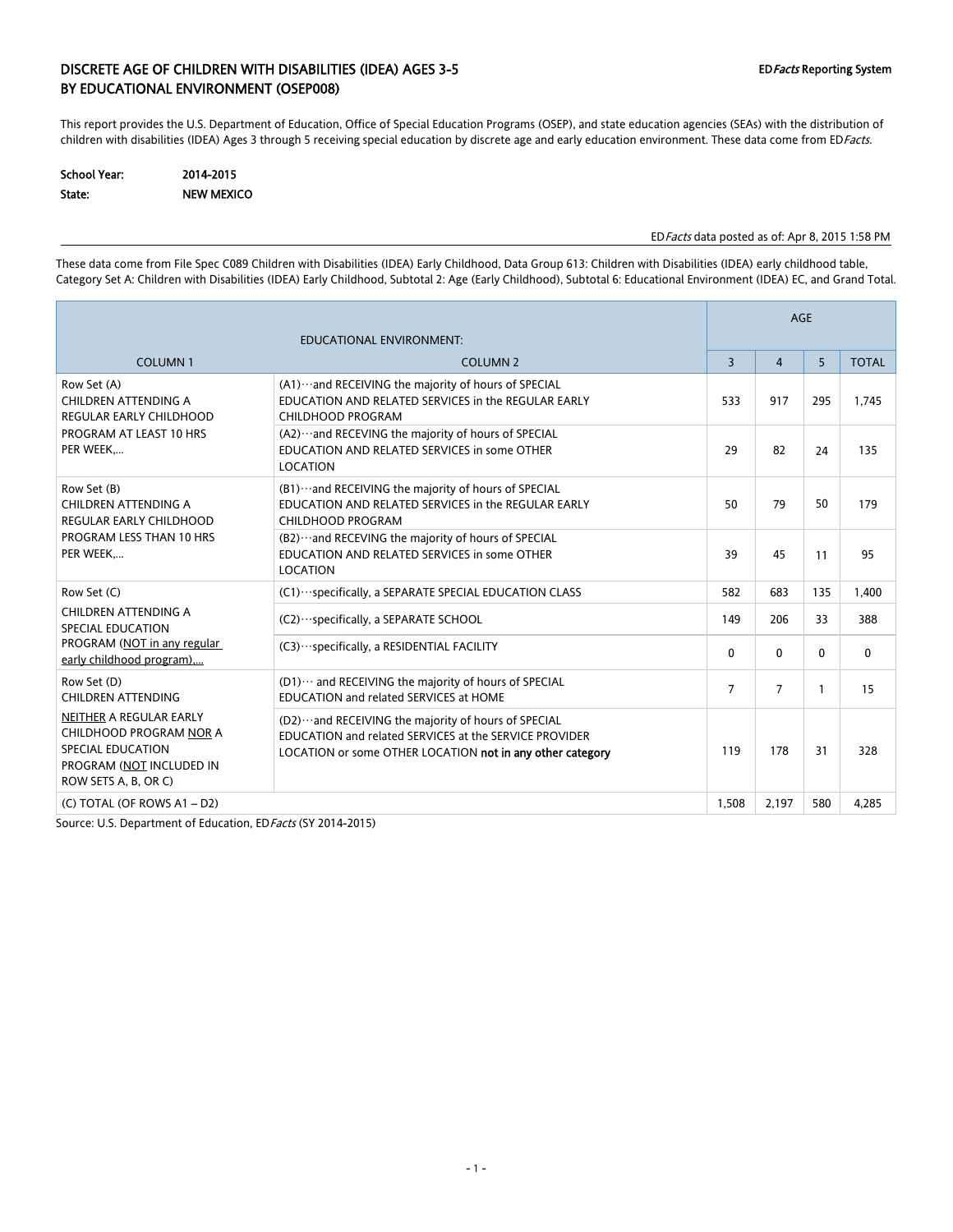# DISCRETE AGE OF CHILDREN WITH DISABILITIES (IDEA) AGES 3-5 BY EDUCATIONAL ENVIRONMENT (OSEP008)

ED*Facts* Reporting System

This report provides the U.S. Department of Education, Office of Special Education Programs (OSEP), and state education agencies (SEAs) with the distribution of children with disabilities (IDEA) Ages 3 through 5 receiving special education by discrete age and early education environment. These data come from ED*Facts*.

**School Year:** 2014-2015
**State:** NEW MEXICO

ED*Facts* data posted as of: Apr 8, 2015 1:58 PM

These data come from File Spec C089 Children with Disabilities (IDEA) Early Childhood, Data Group 613: Children with Disabilities (IDEA) early childhood table, Category Set A: Children with Disabilities (IDEA) Early Childhood, Subtotal 2: Age (Early Childhood), Subtotal 6: Educational Environment (IDEA) EC, and Grand Total.

| EDUCATIONAL ENVIRONMENT: | | AGE | | | |
|---|---|---|---|---|---|
| COLUMN 1 | COLUMN 2 | 3 | 4 | 5 | TOTAL |
| Row Set (A) CHILDREN ATTENDING A REGULAR EARLY CHILDHOOD PROGRAM AT LEAST 10 HRS PER WEEK,… | (A1)…and RECEIVING the majority of hours of SPECIAL EDUCATION AND RELATED SERVICES in the REGULAR EARLY CHILDHOOD PROGRAM | 533 | 917 | 295 | 1,745 |
| | (A2)…and RECEVING the majority of hours of SPECIAL EDUCATION AND RELATED SERVICES in some OTHER LOCATION | 29 | 82 | 24 | 135 |
| Row Set (B) CHILDREN ATTENDING A REGULAR EARLY CHILDHOOD PROGRAM LESS THAN 10 HRS PER WEEK,… | (B1)…and RECEIVING the majority of hours of SPECIAL EDUCATION AND RELATED SERVICES in the REGULAR EARLY CHILDHOOD PROGRAM | 50 | 79 | 50 | 179 |
| | (B2)…and RECEVING the majority of hours of SPECIAL EDUCATION AND RELATED SERVICES in some OTHER LOCATION | 39 | 45 | 11 | 95 |
| Row Set (C) CHILDREN ATTENDING A SPECIAL EDUCATION PROGRAM (NOT in any regular early childhood program),… | (C1)…specifically, a SEPARATE SPECIAL EDUCATION CLASS | 582 | 683 | 135 | 1,400 |
| | (C2)…specifically, a SEPARATE SCHOOL | 149 | 206 | 33 | 388 |
| | (C3)…specifically, a RESIDENTIAL FACILITY | 0 | 0 | 0 | 0 |
| Row Set (D) CHILDREN ATTENDING NEITHER A REGULAR EARLY CHILDHOOD PROGRAM NOR A SPECIAL EDUCATION PROGRAM (NOT INCLUDED IN ROW SETS A, B, OR C) | (D1)… and RECEIVING the majority of hours of SPECIAL EDUCATION and related SERVICES at HOME | 7 | 7 | 1 | 15 |
| | (D2)…and RECEIVING the majority of hours of SPECIAL EDUCATION and related SERVICES at the SERVICE PROVIDER LOCATION or some OTHER LOCATION **not in any other category** | 119 | 178 | 31 | 328 |
| (C) TOTAL (OF ROWS A1 – D2) | | 1,508 | 2,197 | 580 | 4,285 |

Source: U.S. Department of Education, ED*Facts* (SY 2014-2015)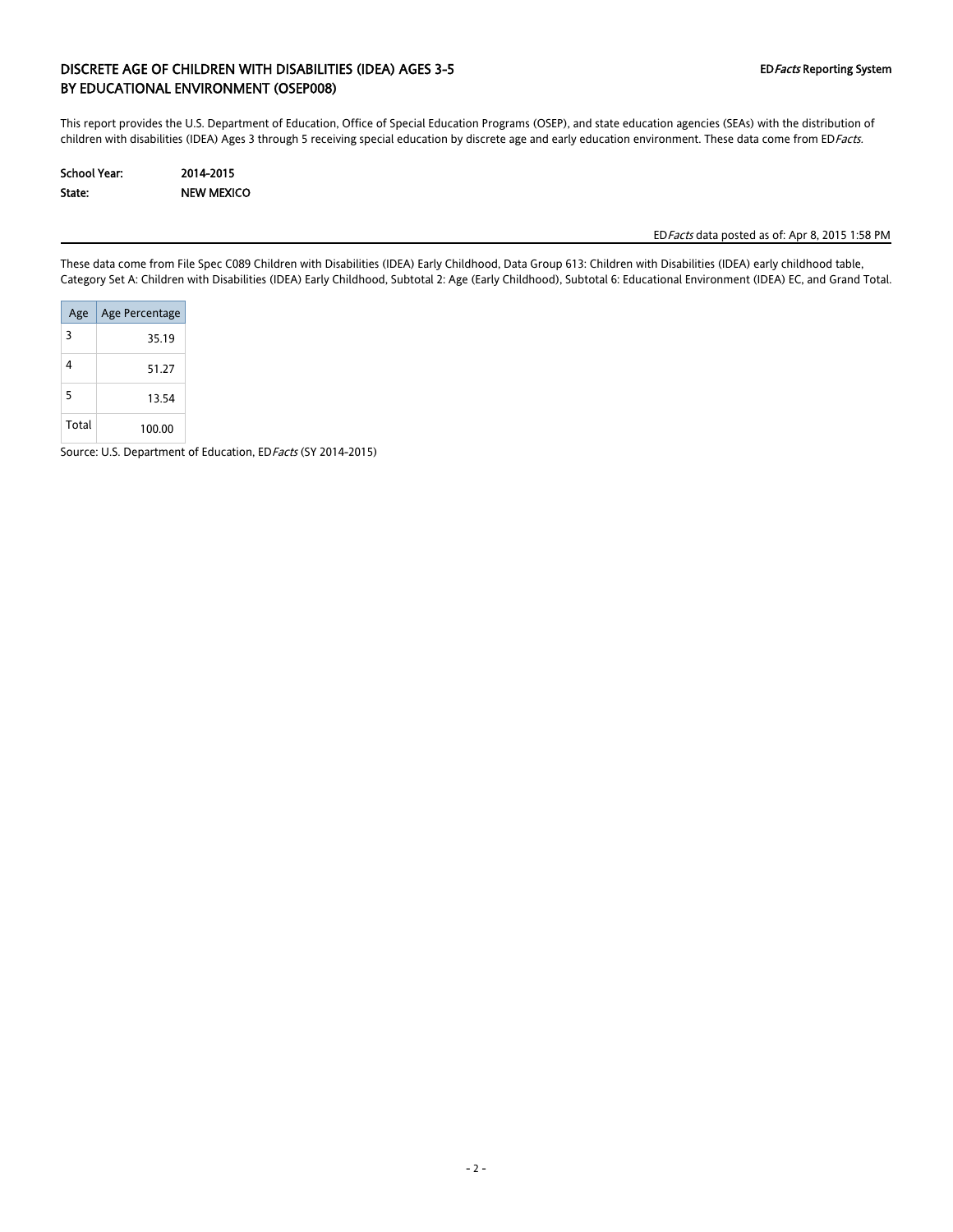# DISCRETE AGE OF CHILDREN WITH DISABILITIES (IDEA) AGES 3-5 BY EDUCATIONAL ENVIRONMENT (OSEP008)

ED*Facts* Reporting System

This report provides the U.S. Department of Education, Office of Special Education Programs (OSEP), and state education agencies (SEAs) with the distribution of children with disabilities (IDEA) Ages 3 through 5 receiving special education by discrete age and early education environment. These data come from ED*Facts*.

**School Year:** 2014-2015
**State:** NEW MEXICO

ED*Facts* data posted as of: Apr 8, 2015 1:58 PM

---

These data come from File Spec C089 Children with Disabilities (IDEA) Early Childhood, Data Group 613: Children with Disabilities (IDEA) early childhood table, Category Set A: Children with Disabilities (IDEA) Early Childhood, Subtotal 2: Age (Early Childhood), Subtotal 6: Educational Environment (IDEA) EC, and Grand Total.

| Age | Age Percentage |
|---|---|
| 3 | 35.19 |
| 4 | 51.27 |
| 5 | 13.54 |
| Total | 100.00 |

Source: U.S. Department of Education, ED*Facts* (SY 2014-2015)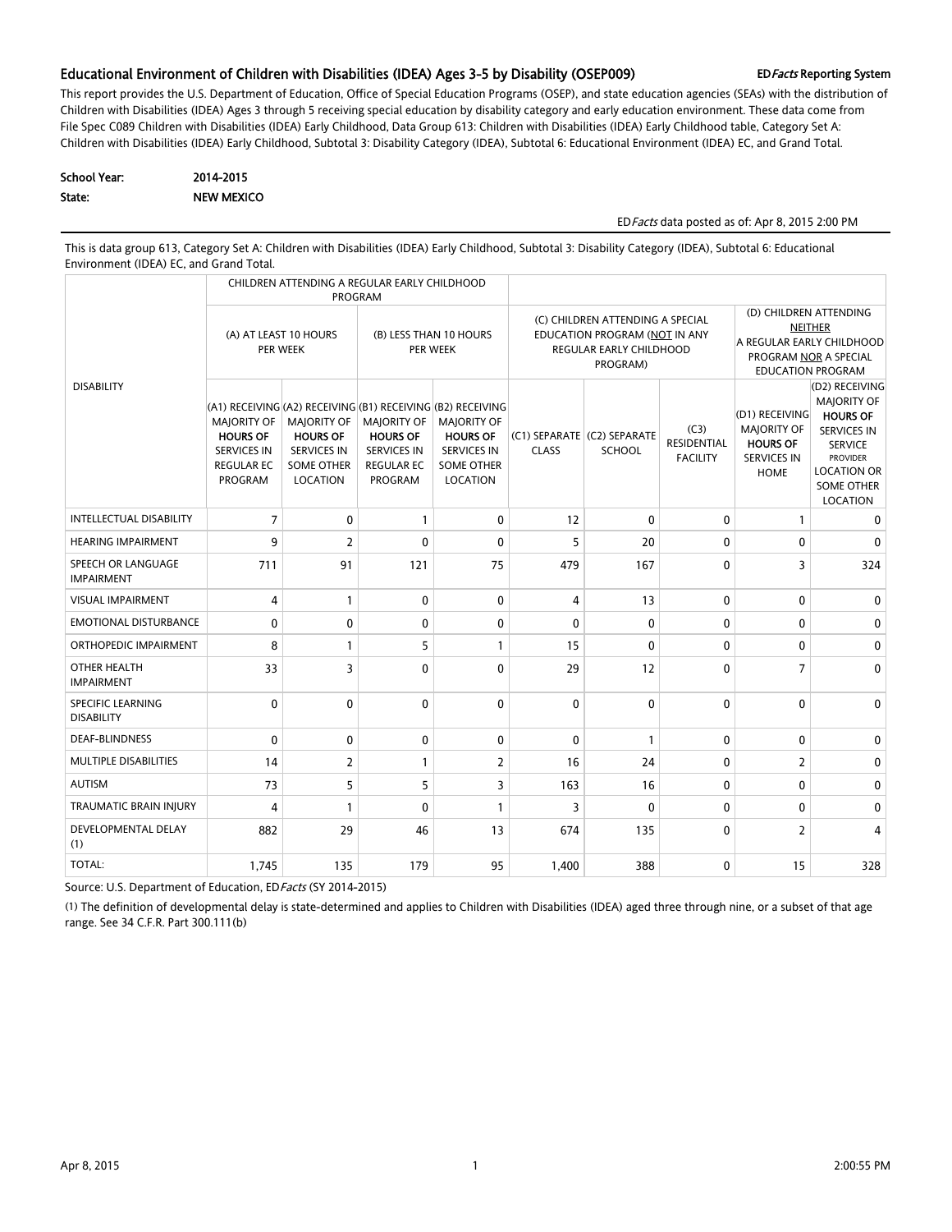## Educational Environment of Children with Disabilities (IDEA) Ages 3-5 by Disability (OSEP009)

**ED*Facts* Reporting System**

This report provides the U.S. Department of Education, Office of Special Education Programs (OSEP), and state education agencies (SEAs) with the distribution of Children with Disabilities (IDEA) Ages 3 through 5 receiving special education by disability category and early education environment. These data come from File Spec C089 Children with Disabilities (IDEA) Early Childhood, Data Group 613: Children with Disabilities (IDEA) Early Childhood table, Category Set A: Children with Disabilities (IDEA) Early Childhood, Subtotal 3: Disability Category (IDEA), Subtotal 6: Educational Environment (IDEA) EC, and Grand Total.

**School Year:** 2014-2015

**State:** NEW MEXICO

ED*Facts* data posted as of: Apr 8, 2015 2:00 PM

This is data group 613, Category Set A: Children with Disabilities (IDEA) Early Childhood, Subtotal 3: Disability Category (IDEA), Subtotal 6: Educational Environment (IDEA) EC, and Grand Total.

| DISABILITY | CHILDREN ATTENDING A REGULAR EARLY CHILDHOOD PROGRAM | | | | | | | | |
|---|---|---|---|---|---|---|---|---|---|
| | (A) AT LEAST 10 HOURS PER WEEK | | (B) LESS THAN 10 HOURS PER WEEK | | (C) CHILDREN ATTENDING A SPECIAL EDUCATION PROGRAM (NOT IN ANY REGULAR EARLY CHILDHOOD PROGRAM) | | | (D) CHILDREN ATTENDING NEITHER A REGULAR EARLY CHILDHOOD PROGRAM NOR A SPECIAL EDUCATION PROGRAM | |
| | (A1) RECEIVING MAJORITY OF **HOURS OF** SERVICES IN REGULAR EC PROGRAM | (A2) RECEIVING MAJORITY OF **HOURS OF** SERVICES IN SOME OTHER LOCATION | (B1) RECEIVING MAJORITY OF **HOURS OF** SERVICES IN REGULAR EC PROGRAM | (B2) RECEIVING MAJORITY OF **HOURS OF** SERVICES IN SOME OTHER LOCATION | (C1) SEPARATE CLASS | (C2) SEPARATE SCHOOL | (C3) RESIDENTIAL FACILITY | (D1) RECEIVING MAJORITY OF **HOURS OF** SERVICES IN HOME | (D2) RECEIVING MAJORITY OF **HOURS OF** SERVICES IN SERVICE PROVIDER LOCATION OR SOME OTHER LOCATION |
| INTELLECTUAL DISABILITY | 7 | 0 | 1 | 0 | 12 | 0 | 0 | 1 | 0 |
| HEARING IMPAIRMENT | 9 | 2 | 0 | 0 | 5 | 20 | 0 | 0 | 0 |
| SPEECH OR LANGUAGE IMPAIRMENT | 711 | 91 | 121 | 75 | 479 | 167 | 0 | 3 | 324 |
| VISUAL IMPAIRMENT | 4 | 1 | 0 | 0 | 4 | 13 | 0 | 0 | 0 |
| EMOTIONAL DISTURBANCE | 0 | 0 | 0 | 0 | 0 | 0 | 0 | 0 | 0 |
| ORTHOPEDIC IMPAIRMENT | 8 | 1 | 5 | 1 | 15 | 0 | 0 | 0 | 0 |
| OTHER HEALTH IMPAIRMENT | 33 | 3 | 0 | 0 | 29 | 12 | 0 | 7 | 0 |
| SPECIFIC LEARNING DISABILITY | 0 | 0 | 0 | 0 | 0 | 0 | 0 | 0 | 0 |
| DEAF-BLINDNESS | 0 | 0 | 0 | 0 | 0 | 1 | 0 | 0 | 0 |
| MULTIPLE DISABILITIES | 14 | 2 | 1 | 2 | 16 | 24 | 0 | 2 | 0 |
| AUTISM | 73 | 5 | 5 | 3 | 163 | 16 | 0 | 0 | 0 |
| TRAUMATIC BRAIN INJURY | 4 | 1 | 0 | 1 | 3 | 0 | 0 | 0 | 0 |
| DEVELOPMENTAL DELAY (1) | 882 | 29 | 46 | 13 | 674 | 135 | 0 | 2 | 4 |
| TOTAL: | 1,745 | 135 | 179 | 95 | 1,400 | 388 | 0 | 15 | 328 |

Source: U.S. Department of Education, ED*Facts* (SY 2014-2015)

(1) The definition of developmental delay is state-determined and applies to Children with Disabilities (IDEA) aged three through nine, or a subset of that age range. See 34 C.F.R. Part 300.111(b)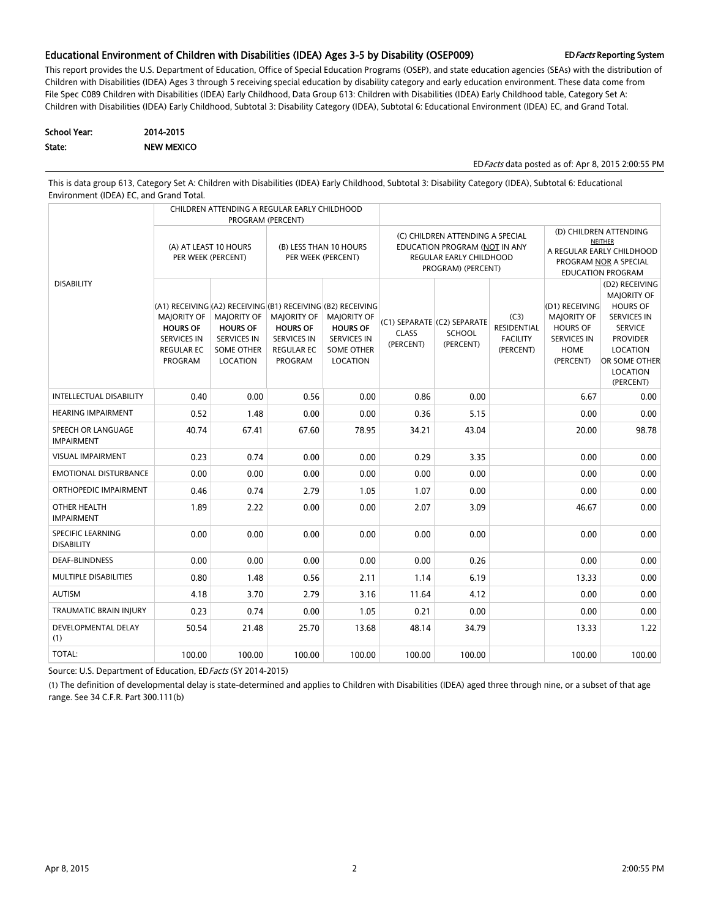## Educational Environment of Children with Disabilities (IDEA) Ages 3-5 by Disability (OSEP009)

**ED*Facts* Reporting System**

This report provides the U.S. Department of Education, Office of Special Education Programs (OSEP), and state education agencies (SEAs) with the distribution of Children with Disabilities (IDEA) Ages 3 through 5 receiving special education by disability category and early education environment. These data come from File Spec C089 Children with Disabilities (IDEA) Early Childhood, Data Group 613: Children with Disabilities (IDEA) Early Childhood table, Category Set A: Children with Disabilities (IDEA) Early Childhood, Subtotal 3: Disability Category (IDEA), Subtotal 6: Educational Environment (IDEA) EC, and Grand Total.

**School Year:** 2014-2015

**State:** NEW MEXICO

ED*Facts* data posted as of: Apr 8, 2015 2:00:55 PM

This is data group 613, Category Set A: Children with Disabilities (IDEA) Early Childhood, Subtotal 3: Disability Category (IDEA), Subtotal 6: Educational Environment (IDEA) EC, and Grand Total.

| DISABILITY | CHILDREN ATTENDING A REGULAR EARLY CHILDHOOD PROGRAM (PERCENT) | | | | | | | | |
|---|---|---|---|---|---|---|---|---|---|
| | (A) AT LEAST 10 HOURS PER WEEK (PERCENT) | | (B) LESS THAN 10 HOURS PER WEEK (PERCENT) | | (C) CHILDREN ATTENDING A SPECIAL EDUCATION PROGRAM (NOT IN ANY REGULAR EARLY CHILDHOOD PROGRAM) (PERCENT) | | | (D) CHILDREN ATTENDING NEITHER A REGULAR EARLY CHILDHOOD PROGRAM NOR A SPECIAL EDUCATION PROGRAM | |
| | (A1) RECEIVING MAJORITY OF **HOURS OF** SERVICES IN REGULAR EC PROGRAM | (A2) RECEIVING MAJORITY OF **HOURS OF** SERVICES IN SOME OTHER LOCATION | (B1) RECEIVING MAJORITY OF **HOURS OF** SERVICES IN REGULAR EC PROGRAM | (B2) RECEIVING MAJORITY OF **HOURS OF** SERVICES IN SOME OTHER LOCATION | (C1) SEPARATE CLASS (PERCENT) | (C2) SEPARATE SCHOOL (PERCENT) | (C3) RESIDENTIAL FACILITY (PERCENT) | (D1) RECEIVING MAJORITY OF HOURS OF SERVICES IN HOME (PERCENT) | (D2) RECEIVING MAJORITY OF HOURS OF SERVICES IN SERVICE PROVIDER LOCATION OR SOME OTHER LOCATION (PERCENT) |
| INTELLECTUAL DISABILITY | 0.40 | 0.00 | 0.56 | 0.00 | 0.86 | 0.00 | | 6.67 | 0.00 |
| HEARING IMPAIRMENT | 0.52 | 1.48 | 0.00 | 0.00 | 0.36 | 5.15 | | 0.00 | 0.00 |
| SPEECH OR LANGUAGE IMPAIRMENT | 40.74 | 67.41 | 67.60 | 78.95 | 34.21 | 43.04 | | 20.00 | 98.78 |
| VISUAL IMPAIRMENT | 0.23 | 0.74 | 0.00 | 0.00 | 0.29 | 3.35 | | 0.00 | 0.00 |
| EMOTIONAL DISTURBANCE | 0.00 | 0.00 | 0.00 | 0.00 | 0.00 | 0.00 | | 0.00 | 0.00 |
| ORTHOPEDIC IMPAIRMENT | 0.46 | 0.74 | 2.79 | 1.05 | 1.07 | 0.00 | | 0.00 | 0.00 |
| OTHER HEALTH IMPAIRMENT | 1.89 | 2.22 | 0.00 | 0.00 | 2.07 | 3.09 | | 46.67 | 0.00 |
| SPECIFIC LEARNING DISABILITY | 0.00 | 0.00 | 0.00 | 0.00 | 0.00 | 0.00 | | 0.00 | 0.00 |
| DEAF-BLINDNESS | 0.00 | 0.00 | 0.00 | 0.00 | 0.00 | 0.26 | | 0.00 | 0.00 |
| MULTIPLE DISABILITIES | 0.80 | 1.48 | 0.56 | 2.11 | 1.14 | 6.19 | | 13.33 | 0.00 |
| AUTISM | 4.18 | 3.70 | 2.79 | 3.16 | 11.64 | 4.12 | | 0.00 | 0.00 |
| TRAUMATIC BRAIN INJURY | 0.23 | 0.74 | 0.00 | 1.05 | 0.21 | 0.00 | | 0.00 | 0.00 |
| DEVELOPMENTAL DELAY (1) | 50.54 | 21.48 | 25.70 | 13.68 | 48.14 | 34.79 | | 13.33 | 1.22 |
| TOTAL: | 100.00 | 100.00 | 100.00 | 100.00 | 100.00 | 100.00 | | 100.00 | 100.00 |

Source: U.S. Department of Education, ED*Facts* (SY 2014-2015)

(1) The definition of developmental delay is state-determined and applies to Children with Disabilities (IDEA) aged three through nine, or a subset of that age range. See 34 C.F.R. Part 300.111(b)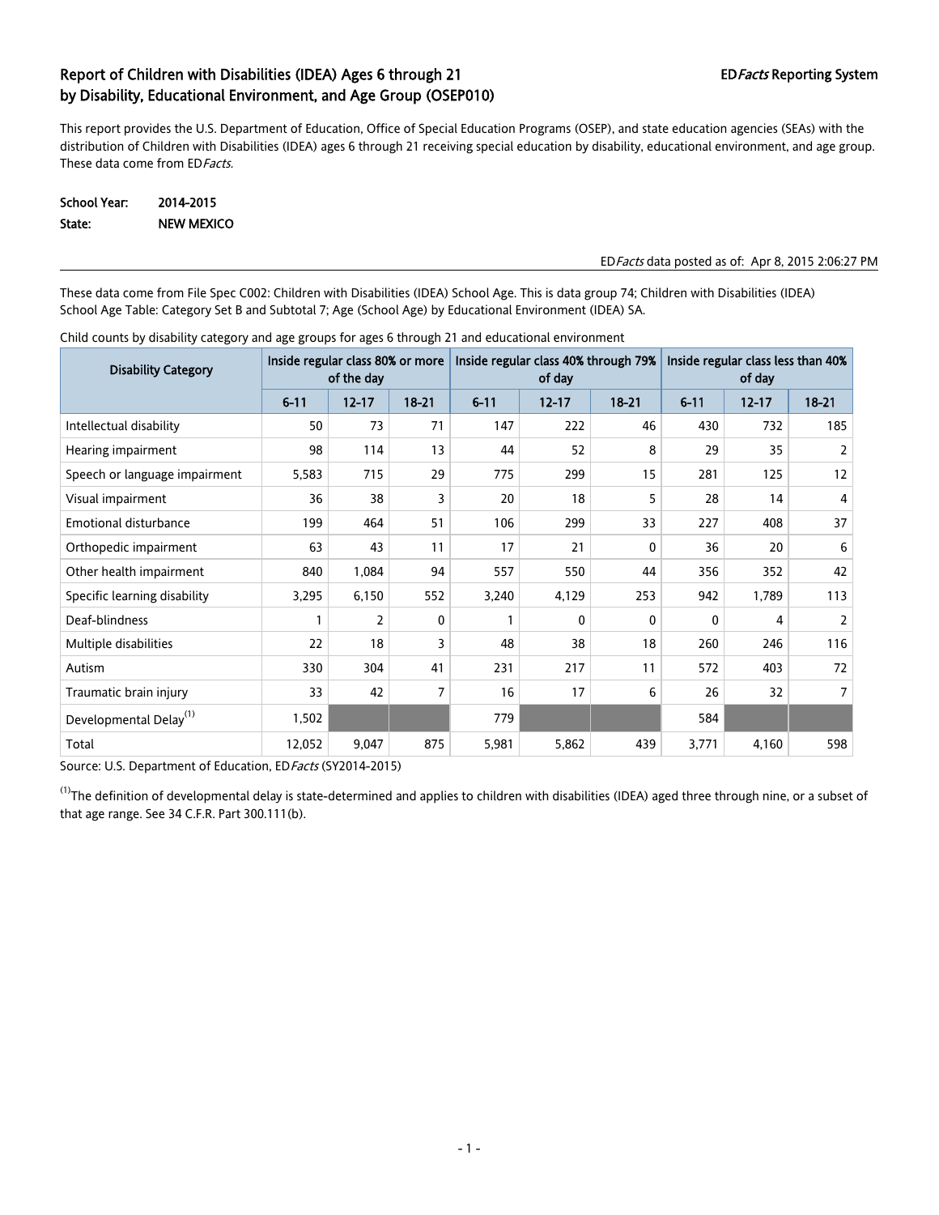# Report of Children with Disabilities (IDEA) Ages 6 through 21 by Disability, Educational Environment, and Age Group (OSEP010)

ED*Facts* Reporting System

This report provides the U.S. Department of Education, Office of Special Education Programs (OSEP), and state education agencies (SEAs) with the distribution of Children with Disabilities (IDEA) ages 6 through 21 receiving special education by disability, educational environment, and age group. These data come from ED*Facts*.

**School Year:** 2014-2015

**State:** NEW MEXICO

ED*Facts* data posted as of: Apr 8, 2015 2:06:27 PM

These data come from File Spec C002: Children with Disabilities (IDEA) School Age. This is data group 74; Children with Disabilities (IDEA) School Age Table: Category Set B and Subtotal 7; Age (School Age) by Educational Environment (IDEA) SA.

Child counts by disability category and age groups for ages 6 through 21 and educational environment

| Disability Category | Inside regular class 80% or more of the day | | | Inside regular class 40% through 79% of day | | | Inside regular class less than 40% of day | | |
|---|---|---|---|---|---|---|---|---|---|
| | 6-11 | 12-17 | 18-21 | 6-11 | 12-17 | 18-21 | 6-11 | 12-17 | 18-21 |
| Intellectual disability | 50 | 73 | 71 | 147 | 222 | 46 | 430 | 732 | 185 |
| Hearing impairment | 98 | 114 | 13 | 44 | 52 | 8 | 29 | 35 | 2 |
| Speech or language impairment | 5,583 | 715 | 29 | 775 | 299 | 15 | 281 | 125 | 12 |
| Visual impairment | 36 | 38 | 3 | 20 | 18 | 5 | 28 | 14 | 4 |
| Emotional disturbance | 199 | 464 | 51 | 106 | 299 | 33 | 227 | 408 | 37 |
| Orthopedic impairment | 63 | 43 | 11 | 17 | 21 | 0 | 36 | 20 | 6 |
| Other health impairment | 840 | 1,084 | 94 | 557 | 550 | 44 | 356 | 352 | 42 |
| Specific learning disability | 3,295 | 6,150 | 552 | 3,240 | 4,129 | 253 | 942 | 1,789 | 113 |
| Deaf-blindness | 1 | 2 | 0 | 1 | 0 | 0 | 0 | 4 | 2 |
| Multiple disabilities | 22 | 18 | 3 | 48 | 38 | 18 | 260 | 246 | 116 |
| Autism | 330 | 304 | 41 | 231 | 217 | 11 | 572 | 403 | 72 |
| Traumatic brain injury | 33 | 42 | 7 | 16 | 17 | 6 | 26 | 32 | 7 |
| Developmental Delay[(1)] | 1,502 | | | 779 | | | 584 | | |
| Total | 12,052 | 9,047 | 875 | 5,981 | 5,862 | 439 | 3,771 | 4,160 | 598 |

Source: U.S. Department of Education, ED*Facts* (SY2014-2015)

[(1)]The definition of developmental delay is state-determined and applies to children with disabilities (IDEA) aged three through nine, or a subset of that age range. See 34 C.F.R. Part 300.111(b).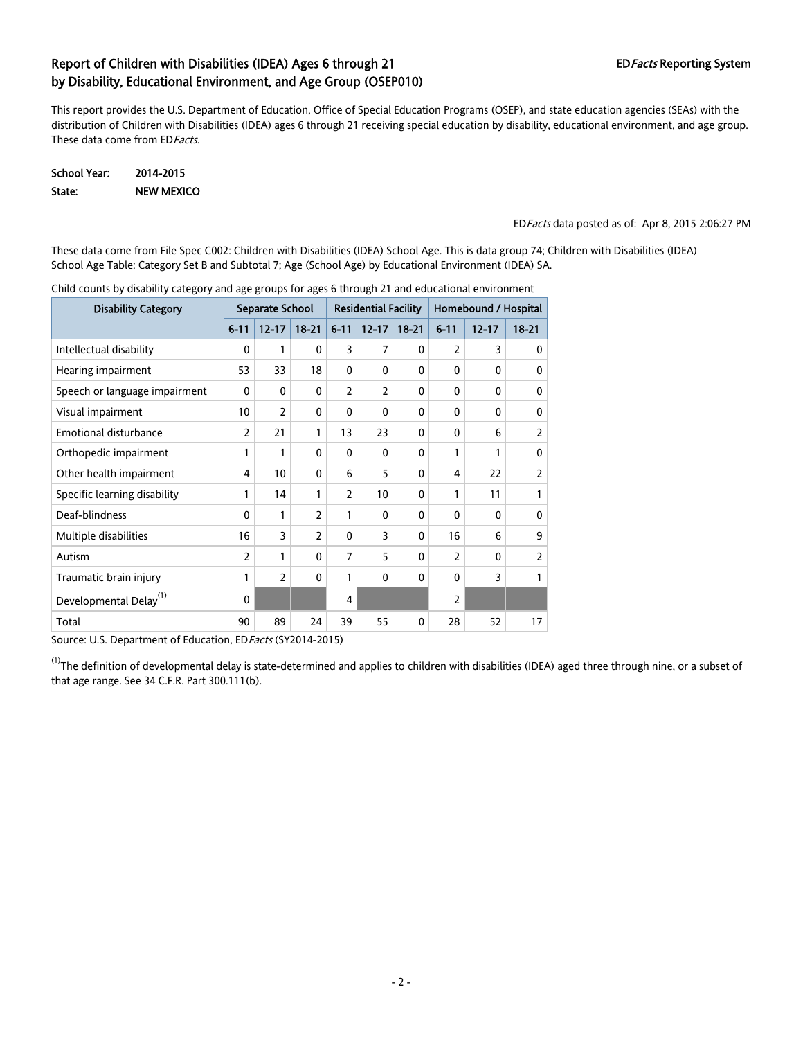## Report of Children with Disabilities (IDEA) Ages 6 through 21 by Disability, Educational Environment, and Age Group (OSEP010)

ED*Facts* Reporting System

This report provides the U.S. Department of Education, Office of Special Education Programs (OSEP), and state education agencies (SEAs) with the distribution of Children with Disabilities (IDEA) ages 6 through 21 receiving special education by disability, educational environment, and age group. These data come from ED*Facts*.

**School Year:** 2014-2015
**State:** NEW MEXICO

ED*Facts* data posted as of: Apr 8, 2015 2:06:27 PM

These data come from File Spec C002: Children with Disabilities (IDEA) School Age. This is data group 74; Children with Disabilities (IDEA) School Age Table: Category Set B and Subtotal 7; Age (School Age) by Educational Environment (IDEA) SA.

Child counts by disability category and age groups for ages 6 through 21 and educational environment

| Disability Category | Separate School | | | Residential Facility | | | Homebound / Hospital | | |
|---|---|---|---|---|---|---|---|---|---|
| | 6-11 | 12-17 | 18-21 | 6-11 | 12-17 | 18-21 | 6-11 | 12-17 | 18-21 |
| Intellectual disability | 0 | 1 | 0 | 3 | 7 | 0 | 2 | 3 | 0 |
| Hearing impairment | 53 | 33 | 18 | 0 | 0 | 0 | 0 | 0 | 0 |
| Speech or language impairment | 0 | 0 | 0 | 2 | 2 | 0 | 0 | 0 | 0 |
| Visual impairment | 10 | 2 | 0 | 0 | 0 | 0 | 0 | 0 | 0 |
| Emotional disturbance | 2 | 21 | 1 | 13 | 23 | 0 | 0 | 6 | 2 |
| Orthopedic impairment | 1 | 1 | 0 | 0 | 0 | 0 | 1 | 1 | 0 |
| Other health impairment | 4 | 10 | 0 | 6 | 5 | 0 | 4 | 22 | 2 |
| Specific learning disability | 1 | 14 | 1 | 2 | 10 | 0 | 1 | 11 | 1 |
| Deaf-blindness | 0 | 1 | 2 | 1 | 0 | 0 | 0 | 0 | 0 |
| Multiple disabilities | 16 | 3 | 2 | 0 | 3 | 0 | 16 | 6 | 9 |
| Autism | 2 | 1 | 0 | 7 | 5 | 0 | 2 | 0 | 2 |
| Traumatic brain injury | 1 | 2 | 0 | 1 | 0 | 0 | 0 | 3 | 1 |
| Developmental Delay[1] | 0 | | | 4 | | | 2 | | |
| Total | 90 | 89 | 24 | 39 | 55 | 0 | 28 | 52 | 17 |

Source: U.S. Department of Education, ED*Facts* (SY2014-2015)

[1]The definition of developmental delay is state-determined and applies to children with disabilities (IDEA) aged three through nine, or a subset of that age range. See 34 C.F.R. Part 300.111(b).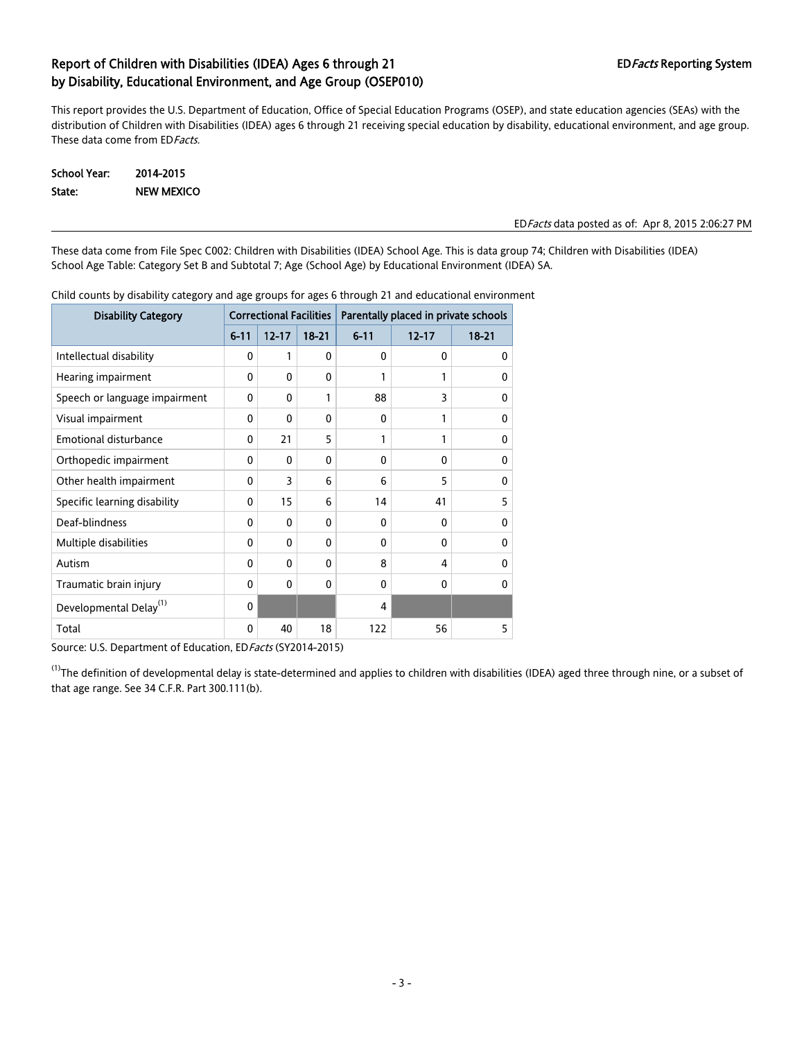# Report of Children with Disabilities (IDEA) Ages 6 through 21 by Disability, Educational Environment, and Age Group (OSEP010)

ED*Facts* Reporting System

This report provides the U.S. Department of Education, Office of Special Education Programs (OSEP), and state education agencies (SEAs) with the distribution of Children with Disabilities (IDEA) ages 6 through 21 receiving special education by disability, educational environment, and age group. These data come from ED*Facts.*

**School Year:** 2014-2015
**State:** NEW MEXICO

ED*Facts* data posted as of: Apr 8, 2015 2:06:27 PM

These data come from File Spec C002: Children with Disabilities (IDEA) School Age. This is data group 74; Children with Disabilities (IDEA) School Age Table: Category Set B and Subtotal 7; Age (School Age) by Educational Environment (IDEA) SA.

Child counts by disability category and age groups for ages 6 through 21 and educational environment

| Disability Category | Correctional Facilities | | | Parentally placed in private schools | | |
|---|---|---|---|---|---|---|
| | 6-11 | 12-17 | 18-21 | 6-11 | 12-17 | 18-21 |
| Intellectual disability | 0 | 1 | 0 | 0 | 0 | 0 |
| Hearing impairment | 0 | 0 | 0 | 1 | 1 | 0 |
| Speech or language impairment | 0 | 0 | 1 | 88 | 3 | 0 |
| Visual impairment | 0 | 0 | 0 | 0 | 1 | 0 |
| Emotional disturbance | 0 | 21 | 5 | 1 | 1 | 0 |
| Orthopedic impairment | 0 | 0 | 0 | 0 | 0 | 0 |
| Other health impairment | 0 | 3 | 6 | 6 | 5 | 0 |
| Specific learning disability | 0 | 15 | 6 | 14 | 41 | 5 |
| Deaf-blindness | 0 | 0 | 0 | 0 | 0 | 0 |
| Multiple disabilities | 0 | 0 | 0 | 0 | 0 | 0 |
| Autism | 0 | 0 | 0 | 8 | 4 | 0 |
| Traumatic brain injury | 0 | 0 | 0 | 0 | 0 | 0 |
| Developmental Delay[1] | 0 | | | 4 | | |
| Total | 0 | 40 | 18 | 122 | 56 | 5 |

Source: U.S. Department of Education, ED*Facts* (SY2014-2015)

[1]The definition of developmental delay is state-determined and applies to children with disabilities (IDEA) aged three through nine, or a subset of that age range. See 34 C.F.R. Part 300.111(b).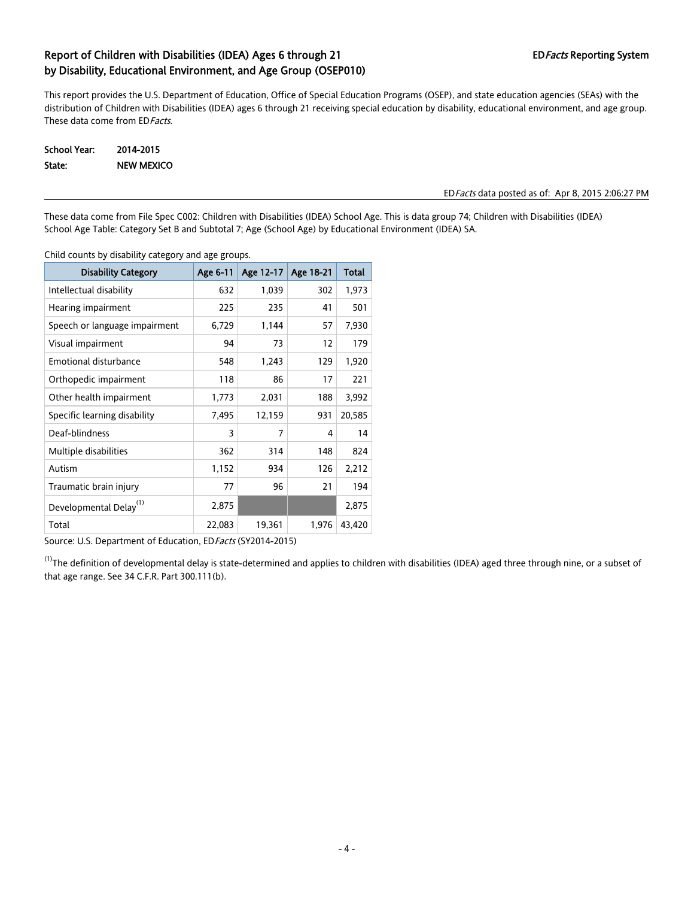# Report of Children with Disabilities (IDEA) Ages 6 through 21 by Disability, Educational Environment, and Age Group (OSEP010)

ED*Facts* Reporting System

This report provides the U.S. Department of Education, Office of Special Education Programs (OSEP), and state education agencies (SEAs) with the distribution of Children with Disabilities (IDEA) ages 6 through 21 receiving special education by disability, educational environment, and age group. These data come from ED*Facts.*

**School Year:** 2014-2015
**State:** NEW MEXICO

ED*Facts* data posted as of: Apr 8, 2015 2:06:27 PM

These data come from File Spec C002: Children with Disabilities (IDEA) School Age. This is data group 74; Children with Disabilities (IDEA) School Age Table: Category Set B and Subtotal 7; Age (School Age) by Educational Environment (IDEA) SA.

Child counts by disability category and age groups.

| Disability Category | Age 6-11 | Age 12-17 | Age 18-21 | Total |
|---|---|---|---|---|
| Intellectual disability | 632 | 1,039 | 302 | 1,973 |
| Hearing impairment | 225 | 235 | 41 | 501 |
| Speech or language impairment | 6,729 | 1,144 | 57 | 7,930 |
| Visual impairment | 94 | 73 | 12 | 179 |
| Emotional disturbance | 548 | 1,243 | 129 | 1,920 |
| Orthopedic impairment | 118 | 86 | 17 | 221 |
| Other health impairment | 1,773 | 2,031 | 188 | 3,992 |
| Specific learning disability | 7,495 | 12,159 | 931 | 20,585 |
| Deaf-blindness | 3 | 7 | 4 | 14 |
| Multiple disabilities | 362 | 314 | 148 | 824 |
| Autism | 1,152 | 934 | 126 | 2,212 |
| Traumatic brain injury | 77 | 96 | 21 | 194 |
| Developmental Delay[1] | 2,875 | | | 2,875 |
| Total | 22,083 | 19,361 | 1,976 | 43,420 |

Source: U.S. Department of Education, ED*Facts* (SY2014-2015)

[1]The definition of developmental delay is state-determined and applies to children with disabilities (IDEA) aged three through nine, or a subset of that age range. See 34 C.F.R. Part 300.111(b).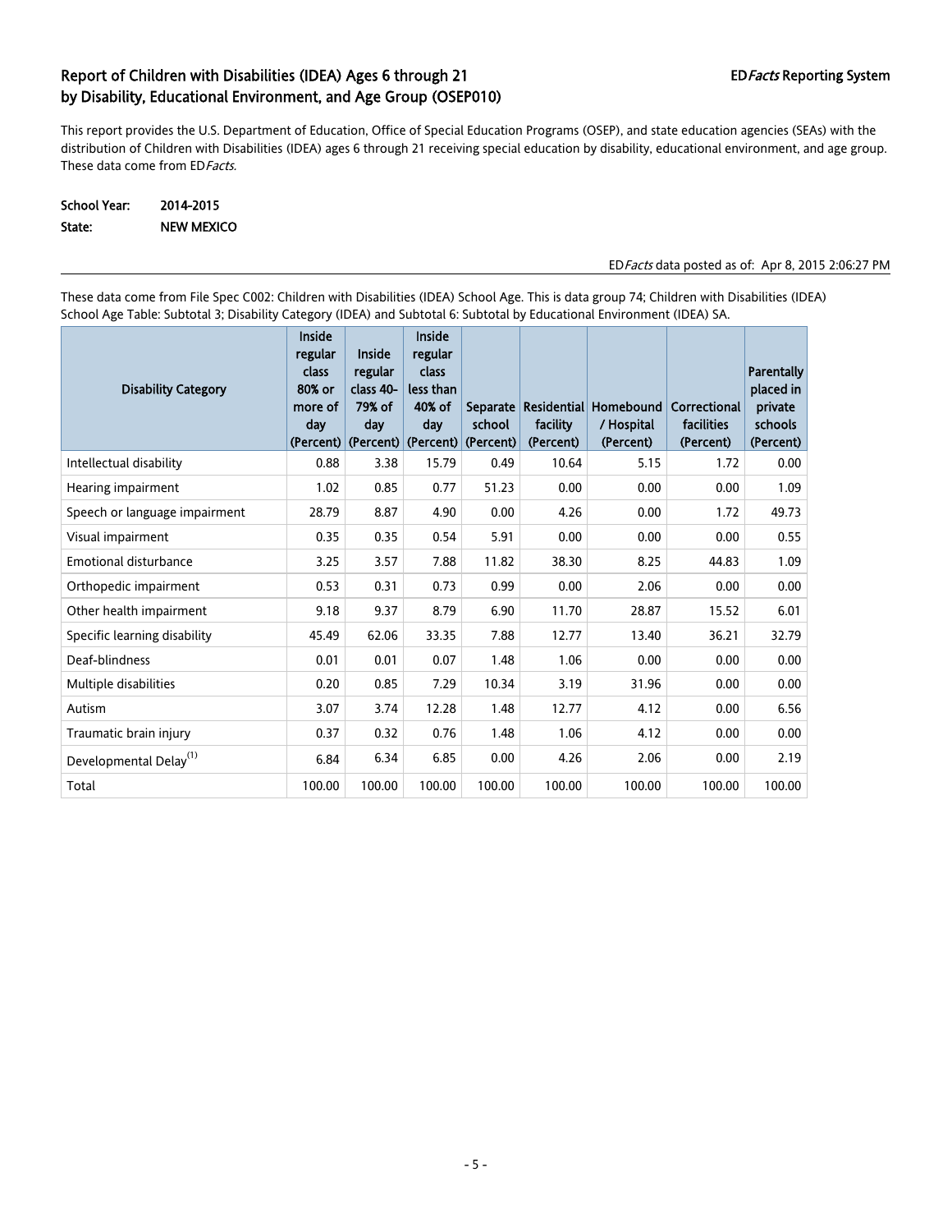# Report of Children with Disabilities (IDEA) Ages 6 through 21 by Disability, Educational Environment, and Age Group (OSEP010)

ED*Facts* Reporting System

This report provides the U.S. Department of Education, Office of Special Education Programs (OSEP), and state education agencies (SEAs) with the distribution of Children with Disabilities (IDEA) ages 6 through 21 receiving special education by disability, educational environment, and age group. These data come from ED*Facts*.

**School Year:** 2014-2015
**State:** NEW MEXICO

ED*Facts* data posted as of: Apr 8, 2015 2:06:27 PM

These data come from File Spec C002: Children with Disabilities (IDEA) School Age. This is data group 74; Children with Disabilities (IDEA) School Age Table: Subtotal 3; Disability Category (IDEA) and Subtotal 6: Subtotal by Educational Environment (IDEA) SA.

| Disability Category | Inside regular class 80% or more of day (Percent) | Inside regular class 40-79% of day (Percent) | Inside regular class less than 40% of day (Percent) | Separate school (Percent) | Residential facility (Percent) | Homebound / Hospital (Percent) | Correctional facilities (Percent) | Parentally placed in private schools (Percent) |
|---|---|---|---|---|---|---|---|---|
| Intellectual disability | 0.88 | 3.38 | 15.79 | 0.49 | 10.64 | 5.15 | 1.72 | 0.00 |
| Hearing impairment | 1.02 | 0.85 | 0.77 | 51.23 | 0.00 | 0.00 | 0.00 | 1.09 |
| Speech or language impairment | 28.79 | 8.87 | 4.90 | 0.00 | 4.26 | 0.00 | 1.72 | 49.73 |
| Visual impairment | 0.35 | 0.35 | 0.54 | 5.91 | 0.00 | 0.00 | 0.00 | 0.55 |
| Emotional disturbance | 3.25 | 3.57 | 7.88 | 11.82 | 38.30 | 8.25 | 44.83 | 1.09 |
| Orthopedic impairment | 0.53 | 0.31 | 0.73 | 0.99 | 0.00 | 2.06 | 0.00 | 0.00 |
| Other health impairment | 9.18 | 9.37 | 8.79 | 6.90 | 11.70 | 28.87 | 15.52 | 6.01 |
| Specific learning disability | 45.49 | 62.06 | 33.35 | 7.88 | 12.77 | 13.40 | 36.21 | 32.79 |
| Deaf-blindness | 0.01 | 0.01 | 0.07 | 1.48 | 1.06 | 0.00 | 0.00 | 0.00 |
| Multiple disabilities | 0.20 | 0.85 | 7.29 | 10.34 | 3.19 | 31.96 | 0.00 | 0.00 |
| Autism | 3.07 | 3.74 | 12.28 | 1.48 | 12.77 | 4.12 | 0.00 | 6.56 |
| Traumatic brain injury | 0.37 | 0.32 | 0.76 | 1.48 | 1.06 | 4.12 | 0.00 | 0.00 |
| Developmental Delay[(1)] | 6.84 | 6.34 | 6.85 | 0.00 | 4.26 | 2.06 | 0.00 | 2.19 |
| Total | 100.00 | 100.00 | 100.00 | 100.00 | 100.00 | 100.00 | 100.00 | 100.00 |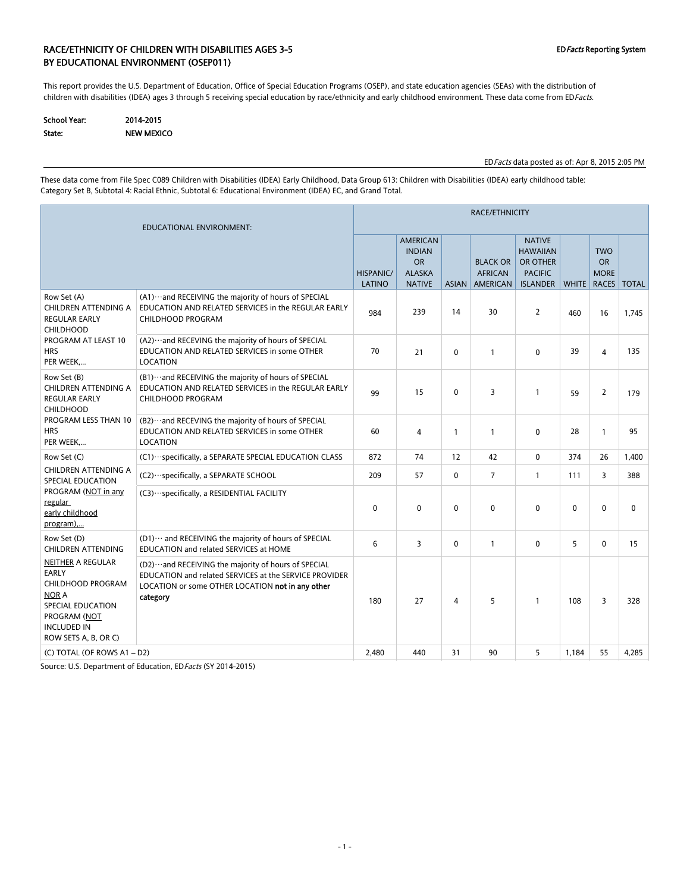# RACE/ETHNICITY OF CHILDREN WITH DISABILITIES AGES 3-5 BY EDUCATIONAL ENVIRONMENT (OSEP011)

**ED*Facts* Reporting System**

This report provides the U.S. Department of Education, Office of Special Education Programs (OSEP), and state education agencies (SEAs) with the distribution of children with disabilities (IDEA) ages 3 through 5 receiving special education by race/ethnicity and early childhood environment. These data come from ED*Facts*.

**School Year:** 2014-2015
**State:** NEW MEXICO

ED*Facts* data posted as of: Apr 8, 2015 2:05 PM

These data come from File Spec C089 Children with Disabilities (IDEA) Early Childhood, Data Group 613: Children with Disabilities (IDEA) early childhood table: Category Set B, Subtotal 4: Racial Ethnic, Subtotal 6: Educational Environment (IDEA) EC, and Grand Total.

| EDUCATIONAL ENVIRONMENT: | | RACE/ETHNICITY | | | | | | | |
|---|---|---|---|---|---|---|---|---|---|
| | | HISPANIC/ LATINO | AMERICAN INDIAN OR ALASKA NATIVE | ASIAN | BLACK OR AFRICAN AMERICAN | NATIVE HAWAIIAN OR OTHER PACIFIC ISLANDER | WHITE | TWO OR MORE RACES | TOTAL |
| Row Set (A) CHILDREN ATTENDING A REGULAR EARLY CHILDHOOD PROGRAM AT LEAST 10 HRS PER WEEK,... | (A1)···and RECEIVING the majority of hours of SPECIAL EDUCATION AND RELATED SERVICES in the REGULAR EARLY CHILDHOOD PROGRAM | 984 | 239 | 14 | 30 | 2 | 460 | 16 | 1,745 |
| | (A2)···and RECEVING the majority of hours of SPECIAL EDUCATION AND RELATED SERVICES in some OTHER LOCATION | 70 | 21 | 0 | 1 | 0 | 39 | 4 | 135 |
| Row Set (B) CHILDREN ATTENDING A REGULAR EARLY CHILDHOOD PROGRAM LESS THAN 10 HRS PER WEEK,... | (B1)···and RECEIVING the majority of hours of SPECIAL EDUCATION AND RELATED SERVICES in the REGULAR EARLY CHILDHOOD PROGRAM | 99 | 15 | 0 | 3 | 1 | 59 | 2 | 179 |
| | (B2)···and RECEVING the majority of hours of SPECIAL EDUCATION AND RELATED SERVICES in some OTHER LOCATION | 60 | 4 | 1 | 1 | 0 | 28 | 1 | 95 |
| Row Set (C) CHILDREN ATTENDING A SPECIAL EDUCATION PROGRAM (NOT in any regular early childhood program),... | (C1)···specifically, a SEPARATE SPECIAL EDUCATION CLASS | 872 | 74 | 12 | 42 | 0 | 374 | 26 | 1,400 |
| | (C2)···specifically, a SEPARATE SCHOOL | 209 | 57 | 0 | 7 | 1 | 111 | 3 | 388 |
| | (C3)···specifically, a RESIDENTIAL FACILITY | 0 | 0 | 0 | 0 | 0 | 0 | 0 | 0 |
| Row Set (D) CHILDREN ATTENDING NEITHER A REGULAR EARLY CHILDHOOD PROGRAM NOR A SPECIAL EDUCATION PROGRAM (NOT INCLUDED IN ROW SETS A, B, OR C) | (D1)··· and RECEIVING the majority of hours of SPECIAL EDUCATION and related SERVICES at HOME | 6 | 3 | 0 | 1 | 0 | 5 | 0 | 15 |
| | (D2)···and RECEIVING the majority of hours of SPECIAL EDUCATION and related SERVICES at the SERVICE PROVIDER LOCATION or some OTHER LOCATION **not in any other category** | 180 | 27 | 4 | 5 | 1 | 108 | 3 | 328 |
| (C) TOTAL (OF ROWS A1 – D2) | | 2,480 | 440 | 31 | 90 | 5 | 1,184 | 55 | 4,285 |

Source: U.S. Department of Education, ED*Facts* (SY 2014-2015)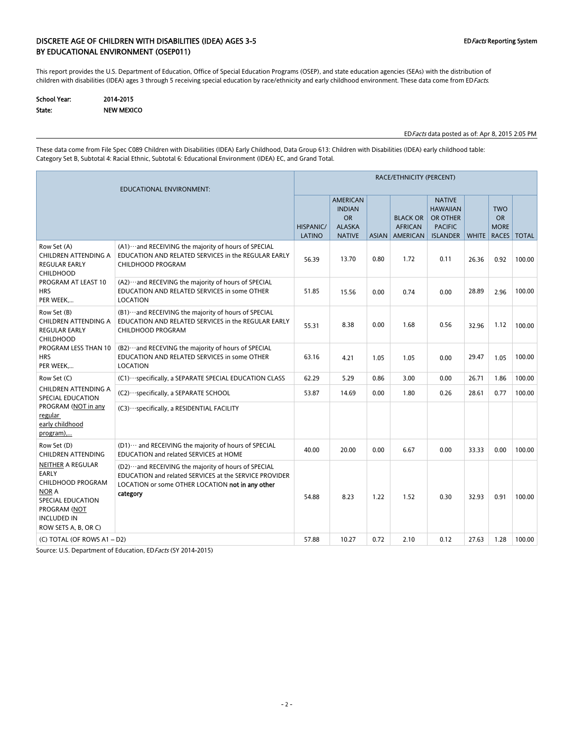## DISCRETE AGE OF CHILDREN WITH DISABILITIES (IDEA) AGES 3-5 BY EDUCATIONAL ENVIRONMENT (OSEP011)

ED*Facts* Reporting System

This report provides the U.S. Department of Education, Office of Special Education Programs (OSEP), and state education agencies (SEAs) with the distribution of children with disabilities (IDEA) ages 3 through 5 receiving special education by race/ethnicity and early childhood environment. These data come from ED*Facts*.

**School Year:** 2014-2015
**State:** NEW MEXICO

ED*Facts* data posted as of: Apr 8, 2015 2:05 PM

These data come from File Spec C089 Children with Disabilities (IDEA) Early Childhood, Data Group 613: Children with Disabilities (IDEA) early childhood table: Category Set B, Subtotal 4: Racial Ethnic, Subtotal 6: Educational Environment (IDEA) EC, and Grand Total.

| EDUCATIONAL ENVIRONMENT: | | RACE/ETHNICITY (PERCENT) | | | | | | | |
|---|---|---|---|---|---|---|---|---|---|
| | | HISPANIC/ LATINO | AMERICAN INDIAN OR ALASKA NATIVE | ASIAN | BLACK OR AFRICAN AMERICAN | NATIVE HAWAIIAN OR OTHER PACIFIC ISLANDER | WHITE | TWO OR MORE RACES | TOTAL |
| Row Set (A) CHILDREN ATTENDING A REGULAR EARLY CHILDHOOD PROGRAM AT LEAST 10 HRS PER WEEK,... | (A1)···and RECEIVING the majority of hours of SPECIAL EDUCATION AND RELATED SERVICES in the REGULAR EARLY CHILDHOOD PROGRAM | 56.39 | 13.70 | 0.80 | 1.72 | 0.11 | 26.36 | 0.92 | 100.00 |
| | (A2)···and RECEVING the majority of hours of SPECIAL EDUCATION AND RELATED SERVICES in some OTHER LOCATION | 51.85 | 15.56 | 0.00 | 0.74 | 0.00 | 28.89 | 2.96 | 100.00 |
| Row Set (B) CHILDREN ATTENDING A REGULAR EARLY CHILDHOOD PROGRAM LESS THAN 10 HRS PER WEEK,... | (B1)···and RECEIVING the majority of hours of SPECIAL EDUCATION AND RELATED SERVICES in the REGULAR EARLY CHILDHOOD PROGRAM | 55.31 | 8.38 | 0.00 | 1.68 | 0.56 | 32.96 | 1.12 | 100.00 |
| | (B2)···and RECEVING the majority of hours of SPECIAL EDUCATION AND RELATED SERVICES in some OTHER LOCATION | 63.16 | 4.21 | 1.05 | 1.05 | 0.00 | 29.47 | 1.05 | 100.00 |
| Row Set (C) CHILDREN ATTENDING A SPECIAL EDUCATION PROGRAM (NOT in any regular early childhood program),... | (C1)···specifically, a SEPARATE SPECIAL EDUCATION CLASS | 62.29 | 5.29 | 0.86 | 3.00 | 0.00 | 26.71 | 1.86 | 100.00 |
| | (C2)···specifically, a SEPARATE SCHOOL | 53.87 | 14.69 | 0.00 | 1.80 | 0.26 | 28.61 | 0.77 | 100.00 |
| | (C3)···specifically, a RESIDENTIAL FACILITY | | | | | | | | |
| Row Set (D) CHILDREN ATTENDING NEITHER A REGULAR EARLY CHILDHOOD PROGRAM NOR A SPECIAL EDUCATION PROGRAM (NOT INCLUDED IN ROW SETS A, B, OR C) | (D1)··· and RECEIVING the majority of hours of SPECIAL EDUCATION and related SERVICES at HOME | 40.00 | 20.00 | 0.00 | 6.67 | 0.00 | 33.33 | 0.00 | 100.00 |
| | (D2)···and RECEIVING the majority of hours of SPECIAL EDUCATION and related SERVICES at the SERVICE PROVIDER LOCATION or some OTHER LOCATION **not in any other category** | 54.88 | 8.23 | 1.22 | 1.52 | 0.30 | 32.93 | 0.91 | 100.00 |
| (C) TOTAL (OF ROWS A1 – D2) | | 57.88 | 10.27 | 0.72 | 2.10 | 0.12 | 27.63 | 1.28 | 100.00 |

Source: U.S. Department of Education, ED*Facts* (SY 2014-2015)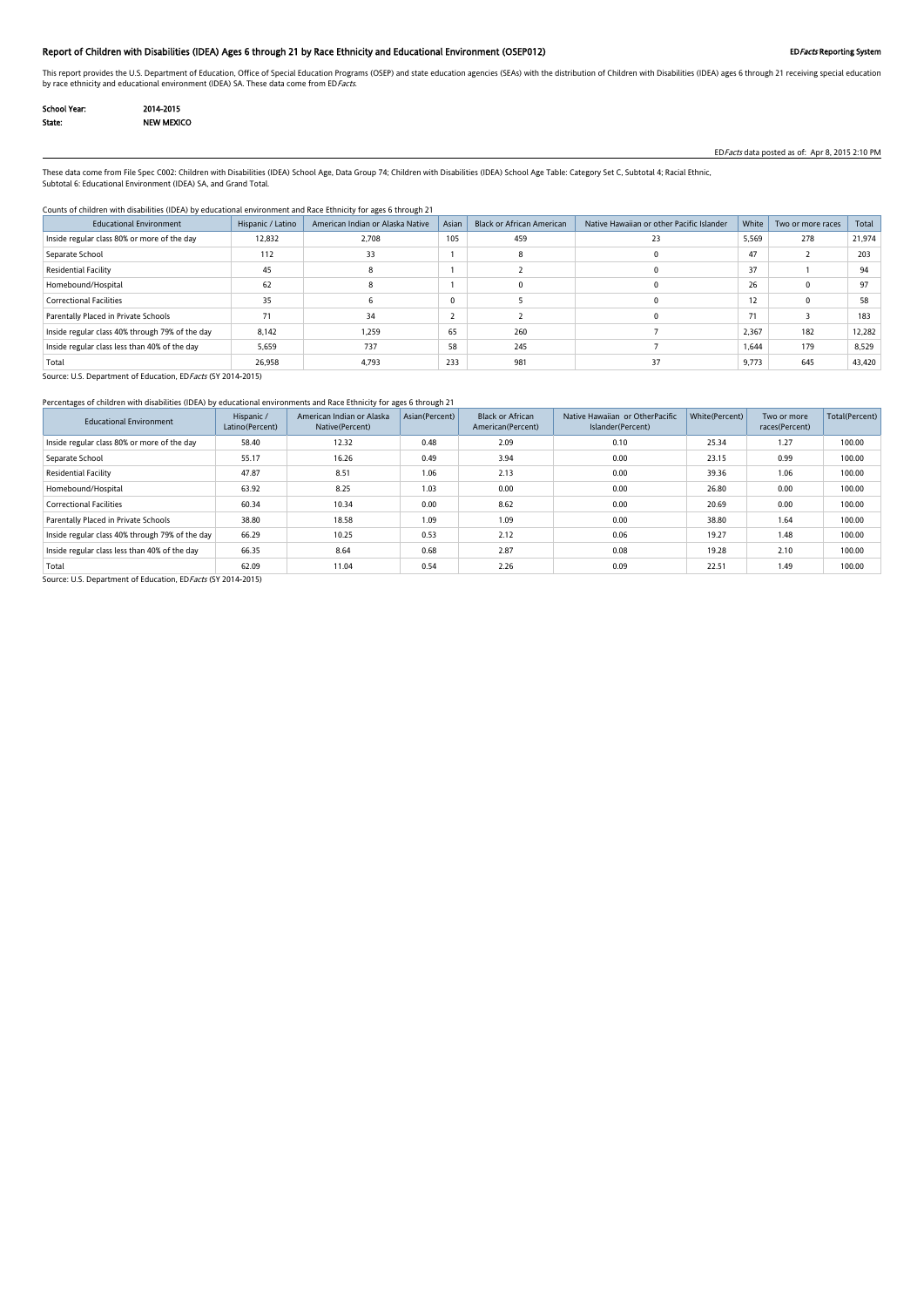# Report of Children with Disabilities (IDEA) Ages 6 through 21 by Race Ethnicity and Educational Environment (OSEP012)

**ED*Facts* Reporting System**

This report provides the U.S. Department of Education, Office of Special Education Programs (OSEP) and state education agencies (SEAs) with the distribution of Children with Disabilities (IDEA) ages 6 through 21 receiving special education by race ethnicity and educational environment (IDEA) SA. These data come from ED*Facts*.

**School Year:** 2014-2015
**State:** NEW MEXICO

ED*Facts* data posted as of: Apr 8, 2015 2:10 PM

These data come from File Spec C002: Children with Disabilities (IDEA) School Age, Data Group 74; Children with Disabilities (IDEA) School Age Table: Category Set C, Subtotal 4; Racial Ethnic, Subtotal 6: Educational Environment (IDEA) SA, and Grand Total.

Counts of children with disabilities (IDEA) by educational environment and Race Ethnicity for ages 6 through 21

| Educational Environment | Hispanic / Latino | American Indian or Alaska Native | Asian | Black or African American | Native Hawaiian or other Pacific Islander | White | Two or more races | Total |
|---|---|---|---|---|---|---|---|---|
| Inside regular class 80% or more of the day | 12,832 | 2,708 | 105 | 459 | 23 | 5,569 | 278 | 21,974 |
| Separate School | 112 | 33 | 1 | 8 | 0 | 47 | 2 | 203 |
| Residential Facility | 45 | 8 | 1 | 2 | 0 | 37 | 1 | 94 |
| Homebound/Hospital | 62 | 8 | 1 | 0 | 0 | 26 | 0 | 97 |
| Correctional Facilities | 35 | 6 | 0 | 5 | 0 | 12 | 0 | 58 |
| Parentally Placed in Private Schools | 71 | 34 | 2 | 2 | 0 | 71 | 3 | 183 |
| Inside regular class 40% through 79% of the day | 8,142 | 1,259 | 65 | 260 | 7 | 2,367 | 182 | 12,282 |
| Inside regular class less than 40% of the day | 5,659 | 737 | 58 | 245 | 7 | 1,644 | 179 | 8,529 |
| Total | 26,958 | 4,793 | 233 | 981 | 37 | 9,773 | 645 | 43,420 |

Source: U.S. Department of Education, ED*Facts* (SY 2014-2015)

Percentages of children with disabilities (IDEA) by educational environments and Race Ethnicity for ages 6 through 21

| Educational Environment | Hispanic / Latino(Percent) | American Indian or Alaska Native(Percent) | Asian(Percent) | Black or African American(Percent) | Native Hawaiian or OtherPacific Islander(Percent) | White(Percent) | Two or more races(Percent) | Total(Percent) |
|---|---|---|---|---|---|---|---|---|
| Inside regular class 80% or more of the day | 58.40 | 12.32 | 0.48 | 2.09 | 0.10 | 25.34 | 1.27 | 100.00 |
| Separate School | 55.17 | 16.26 | 0.49 | 3.94 | 0.00 | 23.15 | 0.99 | 100.00 |
| Residential Facility | 47.87 | 8.51 | 1.06 | 2.13 | 0.00 | 39.36 | 1.06 | 100.00 |
| Homebound/Hospital | 63.92 | 8.25 | 1.03 | 0.00 | 0.00 | 26.80 | 0.00 | 100.00 |
| Correctional Facilities | 60.34 | 10.34 | 0.00 | 8.62 | 0.00 | 20.69 | 0.00 | 100.00 |
| Parentally Placed in Private Schools | 38.80 | 18.58 | 1.09 | 1.09 | 0.00 | 38.80 | 1.64 | 100.00 |
| Inside regular class 40% through 79% of the day | 66.29 | 10.25 | 0.53 | 2.12 | 0.06 | 19.27 | 1.48 | 100.00 |
| Inside regular class less than 40% of the day | 66.35 | 8.64 | 0.68 | 2.87 | 0.08 | 19.28 | 2.10 | 100.00 |
| Total | 62.09 | 11.04 | 0.54 | 2.26 | 0.09 | 22.51 | 1.49 | 100.00 |

Source: U.S. Department of Education, ED*Facts* (SY 2014-2015)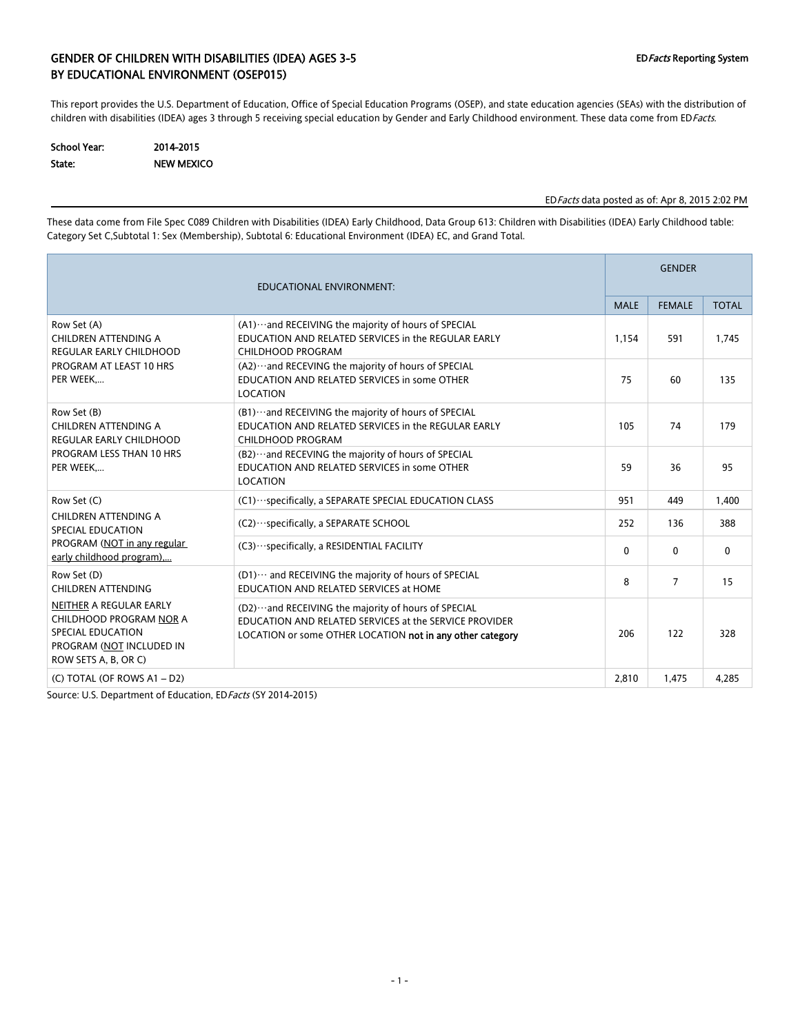## GENDER OF CHILDREN WITH DISABILITIES (IDEA) AGES 3-5 BY EDUCATIONAL ENVIRONMENT (OSEP015)

ED*Facts* Reporting System

This report provides the U.S. Department of Education, Office of Special Education Programs (OSEP), and state education agencies (SEAs) with the distribution of children with disabilities (IDEA) ages 3 through 5 receiving special education by Gender and Early Childhood environment. These data come from ED*Facts*.

**School Year:** 2014-2015
**State:** NEW MEXICO

ED*Facts* data posted as of: Apr 8, 2015 2:02 PM

These data come from File Spec C089 Children with Disabilities (IDEA) Early Childhood, Data Group 613: Children with Disabilities (IDEA) Early Childhood table: Category Set C,Subtotal 1: Sex (Membership), Subtotal 6: Educational Environment (IDEA) EC, and Grand Total.

| EDUCATIONAL ENVIRONMENT: | | GENDER | | |
|---|---|---|---|---|
| | | MALE | FEMALE | TOTAL |
| Row Set (A) CHILDREN ATTENDING A REGULAR EARLY CHILDHOOD PROGRAM AT LEAST 10 HRS PER WEEK,... | (A1)···and RECEIVING the majority of hours of SPECIAL EDUCATION AND RELATED SERVICES in the REGULAR EARLY CHILDHOOD PROGRAM | 1,154 | 591 | 1,745 |
| | (A2)···and RECEVING the majority of hours of SPECIAL EDUCATION AND RELATED SERVICES in some OTHER LOCATION | 75 | 60 | 135 |
| Row Set (B) CHILDREN ATTENDING A REGULAR EARLY CHILDHOOD PROGRAM LESS THAN 10 HRS PER WEEK,... | (B1)···and RECEIVING the majority of hours of SPECIAL EDUCATION AND RELATED SERVICES in the REGULAR EARLY CHILDHOOD PROGRAM | 105 | 74 | 179 |
| | (B2)···and RECEVING the majority of hours of SPECIAL EDUCATION AND RELATED SERVICES in some OTHER LOCATION | 59 | 36 | 95 |
| Row Set (C) CHILDREN ATTENDING A SPECIAL EDUCATION PROGRAM (NOT in any regular early childhood program),... | (C1)···specifically, a SEPARATE SPECIAL EDUCATION CLASS | 951 | 449 | 1,400 |
| | (C2)···specifically, a SEPARATE SCHOOL | 252 | 136 | 388 |
| | (C3)···specifically, a RESIDENTIAL FACILITY | 0 | 0 | 0 |
| Row Set (D) CHILDREN ATTENDING NEITHER A REGULAR EARLY CHILDHOOD PROGRAM NOR A SPECIAL EDUCATION PROGRAM (NOT INCLUDED IN ROW SETS A, B, OR C) | (D1)··· and RECEIVING the majority of hours of SPECIAL EDUCATION AND RELATED SERVICES at HOME | 8 | 7 | 15 |
| | (D2)···and RECEIVING the majority of hours of SPECIAL EDUCATION AND RELATED SERVICES at the SERVICE PROVIDER LOCATION or some OTHER LOCATION **not in any other category** | 206 | 122 | 328 |
| (C) TOTAL (OF ROWS A1 – D2) | | 2,810 | 1,475 | 4,285 |

Source: U.S. Department of Education, ED*Facts* (SY 2014-2015)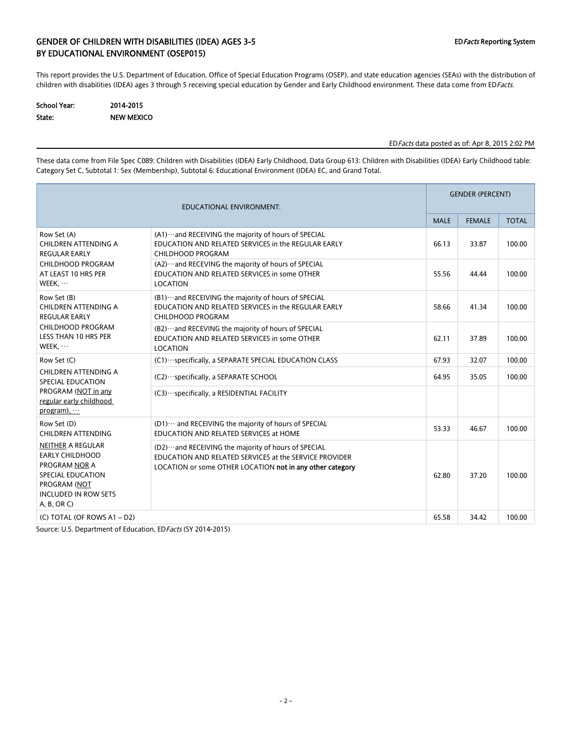## GENDER OF CHILDREN WITH DISABILITIES (IDEA) AGES 3-5 BY EDUCATIONAL ENVIRONMENT (OSEP015)

ED*Facts* Reporting System

This report provides the U.S. Department of Education, Office of Special Education Programs (OSEP), and state education agencies (SEAs) with the distribution of children with disabilities (IDEA) ages 3 through 5 receiving special education by Gender and Early Childhood environment. These data come from ED*Facts*.

**School Year:** 2014-2015
**State:** NEW MEXICO

ED*Facts* data posted as of: Apr 8, 2015 2:02 PM

These data come from File Spec C089: Children with Disabilities (IDEA) Early Childhood, Data Group 613: Children with Disabilities (IDEA) Early Childhood table: Category Set C, Subtotal 1: Sex (Membership), Subtotal 6: Educational Environment (IDEA) EC, and Grand Total.

| EDUCATIONAL ENVIRONMENT: | | GENDER (PERCENT) | | |
|---|---|---|---|---|
| | | MALE | FEMALE | TOTAL |
| Row Set (A) CHILDREN ATTENDING A REGULAR EARLY CHILDHOOD PROGRAM AT LEAST 10 HRS PER WEEK, ··· | (A1)···and RECEIVING the majority of hours of SPECIAL EDUCATION AND RELATED SERVICES in the REGULAR EARLY CHILDHOOD PROGRAM | 66.13 | 33.87 | 100.00 |
| | (A2)···and RECEVING the majority of hours of SPECIAL EDUCATION AND RELATED SERVICES in some OTHER LOCATION | 55.56 | 44.44 | 100.00 |
| Row Set (B) CHILDREN ATTENDING A REGULAR EARLY CHILDHOOD PROGRAM LESS THAN 10 HRS PER WEEK, ··· | (B1)···and RECEIVING the majority of hours of SPECIAL EDUCATION AND RELATED SERVICES in the REGULAR EARLY CHILDHOOD PROGRAM | 58.66 | 41.34 | 100.00 |
| | (B2)···and RECEVING the majority of hours of SPECIAL EDUCATION AND RELATED SERVICES in some OTHER LOCATION | 62.11 | 37.89 | 100.00 |
| Row Set (C) CHILDREN ATTENDING A SPECIAL EDUCATION PROGRAM (NOT in any regular early childhood program), ··· | (C1)···specifically, a SEPARATE SPECIAL EDUCATION CLASS | 67.93 | 32.07 | 100.00 |
| | (C2)···specifically, a SEPARATE SCHOOL | 64.95 | 35.05 | 100.00 |
| | (C3)···specifically, a RESIDENTIAL FACILITY | | | |
| Row Set (D) CHILDREN ATTENDING NEITHER A REGULAR EARLY CHILDHOOD PROGRAM NOR A SPECIAL EDUCATION PROGRAM (NOT INCLUDED IN ROW SETS A, B, OR C) | (D1)··· and RECEIVING the majority of hours of SPECIAL EDUCATION AND RELATED SERVICES at HOME | 53.33 | 46.67 | 100.00 |
| | (D2)···and RECEIVING the majority of hours of SPECIAL EDUCATION AND RELATED SERVICES at the SERVICE PROVIDER LOCATION or some OTHER LOCATION **not in any other category** | 62.80 | 37.20 | 100.00 |
| (C) TOTAL (OF ROWS A1 – D2) | | 65.58 | 34.42 | 100.00 |

Source: U.S. Department of Education, ED*Facts* (SY 2014-2015)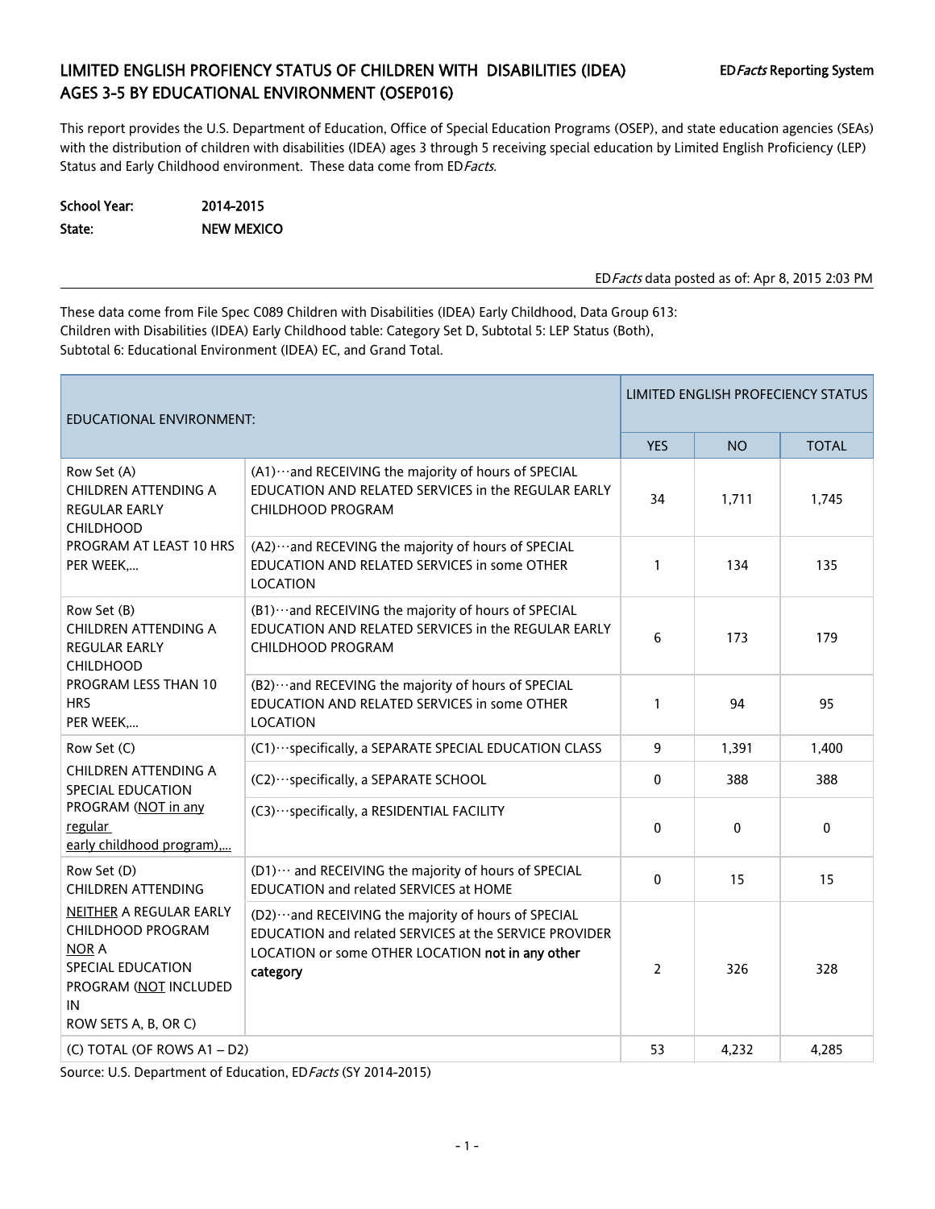# LIMITED ENGLISH PROFIENCY STATUS OF CHILDREN WITH DISABILITIES (IDEA) AGES 3-5 BY EDUCATIONAL ENVIRONMENT (OSEP016)

ED*Facts* Reporting System

This report provides the U.S. Department of Education, Office of Special Education Programs (OSEP), and state education agencies (SEAs) with the distribution of children with disabilities (IDEA) ages 3 through 5 receiving special education by Limited English Proficiency (LEP) Status and Early Childhood environment. These data come from ED*Facts.*

**School Year:** 2014-2015
**State:** NEW MEXICO

ED*Facts* data posted as of: Apr 8, 2015 2:03 PM

These data come from File Spec C089 Children with Disabilities (IDEA) Early Childhood, Data Group 613: Children with Disabilities (IDEA) Early Childhood table: Category Set D, Subtotal 5: LEP Status (Both), Subtotal 6: Educational Environment (IDEA) EC, and Grand Total.

| EDUCATIONAL ENVIRONMENT: | | LIMITED ENGLISH PROFECIENCY STATUS | | |
|---|---|---|---|---|
| | | YES | NO | TOTAL |
| Row Set (A) CHILDREN ATTENDING A REGULAR EARLY CHILDHOOD PROGRAM AT LEAST 10 HRS PER WEEK,... | (A1)···and RECEIVING the majority of hours of SPECIAL EDUCATION AND RELATED SERVICES in the REGULAR EARLY CHILDHOOD PROGRAM | 34 | 1,711 | 1,745 |
| | (A2)···and RECEVING the majority of hours of SPECIAL EDUCATION AND RELATED SERVICES in some OTHER LOCATION | 1 | 134 | 135 |
| Row Set (B) CHILDREN ATTENDING A REGULAR EARLY CHILDHOOD PROGRAM LESS THAN 10 HRS PER WEEK,... | (B1)···and RECEIVING the majority of hours of SPECIAL EDUCATION AND RELATED SERVICES in the REGULAR EARLY CHILDHOOD PROGRAM | 6 | 173 | 179 |
| | (B2)···and RECEVING the majority of hours of SPECIAL EDUCATION AND RELATED SERVICES in some OTHER LOCATION | 1 | 94 | 95 |
| Row Set (C) CHILDREN ATTENDING A SPECIAL EDUCATION PROGRAM (NOT in any regular early childhood program),... | (C1)···specifically, a SEPARATE SPECIAL EDUCATION CLASS | 9 | 1,391 | 1,400 |
| | (C2)···specifically, a SEPARATE SCHOOL | 0 | 388 | 388 |
| | (C3)···specifically, a RESIDENTIAL FACILITY | 0 | 0 | 0 |
| Row Set (D) CHILDREN ATTENDING NEITHER A REGULAR EARLY CHILDHOOD PROGRAM NOR A SPECIAL EDUCATION PROGRAM (NOT INCLUDED IN ROW SETS A, B, OR C) | (D1)··· and RECEIVING the majority of hours of SPECIAL EDUCATION and related SERVICES at HOME | 0 | 15 | 15 |
| | (D2)···and RECEIVING the majority of hours of SPECIAL EDUCATION and related SERVICES at the SERVICE PROVIDER LOCATION or some OTHER LOCATION **not in any other category** | 2 | 326 | 328 |
| (C) TOTAL (OF ROWS A1 – D2) | | 53 | 4,232 | 4,285 |

Source: U.S. Department of Education, ED*Facts* (SY 2014-2015)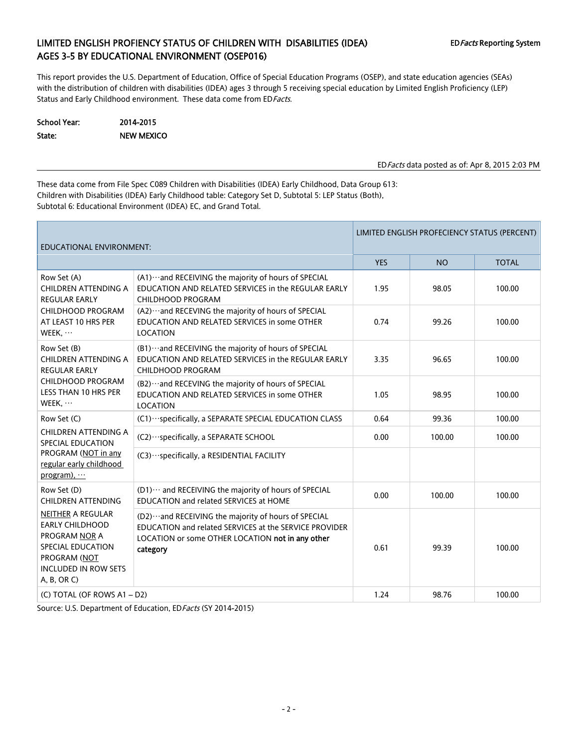# LIMITED ENGLISH PROFIENCY STATUS OF CHILDREN WITH DISABILITIES (IDEA) AGES 3-5 BY EDUCATIONAL ENVIRONMENT (OSEP016)

ED*Facts* Reporting System

This report provides the U.S. Department of Education, Office of Special Education Programs (OSEP), and state education agencies (SEAs) with the distribution of children with disabilities (IDEA) ages 3 through 5 receiving special education by Limited English Proficiency (LEP) Status and Early Childhood environment. These data come from ED*Facts.*

**School Year:** 2014-2015
**State:** NEW MEXICO

ED*Facts* data posted as of: Apr 8, 2015 2:03 PM

These data come from File Spec C089 Children with Disabilities (IDEA) Early Childhood, Data Group 613: Children with Disabilities (IDEA) Early Childhood table: Category Set D, Subtotal 5: LEP Status (Both), Subtotal 6: Educational Environment (IDEA) EC, and Grand Total.

| EDUCATIONAL ENVIRONMENT: | | LIMITED ENGLISH PROFECIENCY STATUS (PERCENT) | | |
|---|---|---|---|---|
| | | YES | NO | TOTAL |
| Row Set (A) CHILDREN ATTENDING A REGULAR EARLY CHILDHOOD PROGRAM AT LEAST 10 HRS PER WEEK, ··· | (A1)···and RECEIVING the majority of hours of SPECIAL EDUCATION AND RELATED SERVICES in the REGULAR EARLY CHILDHOOD PROGRAM | 1.95 | 98.05 | 100.00 |
| | (A2)···and RECEVING the majority of hours of SPECIAL EDUCATION AND RELATED SERVICES in some OTHER LOCATION | 0.74 | 99.26 | 100.00 |
| Row Set (B) CHILDREN ATTENDING A REGULAR EARLY CHILDHOOD PROGRAM LESS THAN 10 HRS PER WEEK, ··· | (B1)···and RECEIVING the majority of hours of SPECIAL EDUCATION AND RELATED SERVICES in the REGULAR EARLY CHILDHOOD PROGRAM | 3.35 | 96.65 | 100.00 |
| | (B2)···and RECEVING the majority of hours of SPECIAL EDUCATION AND RELATED SERVICES in some OTHER LOCATION | 1.05 | 98.95 | 100.00 |
| Row Set (C) CHILDREN ATTENDING A SPECIAL EDUCATION PROGRAM (NOT in any regular early childhood program), ··· | (C1)···specifically, a SEPARATE SPECIAL EDUCATION CLASS | 0.64 | 99.36 | 100.00 |
| | (C2)···specifically, a SEPARATE SCHOOL | 0.00 | 100.00 | 100.00 |
| | (C3)···specifically, a RESIDENTIAL FACILITY | | | |
| Row Set (D) CHILDREN ATTENDING NEITHER A REGULAR EARLY CHILDHOOD PROGRAM NOR A SPECIAL EDUCATION PROGRAM (NOT INCLUDED IN ROW SETS A, B, OR C) | (D1)··· and RECEIVING the majority of hours of SPECIAL EDUCATION and related SERVICES at HOME | 0.00 | 100.00 | 100.00 |
| | (D2)···and RECEIVING the majority of hours of SPECIAL EDUCATION and related SERVICES at the SERVICE PROVIDER LOCATION or some OTHER LOCATION **not in any other category** | 0.61 | 99.39 | 100.00 |
| (C) TOTAL (OF ROWS A1 – D2) | | 1.24 | 98.76 | 100.00 |

Source: U.S. Department of Education, ED*Facts* (SY 2014-2015)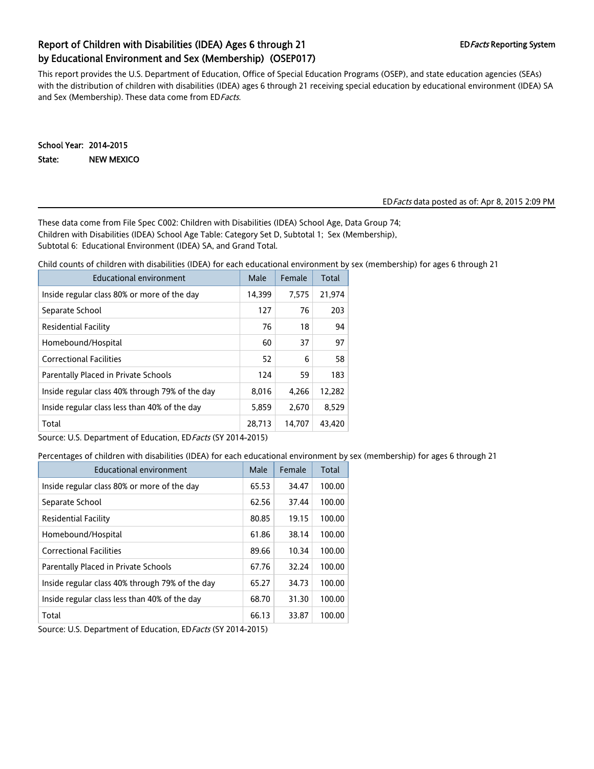## Report of Children with Disabilities (IDEA) Ages 6 through 21 by Educational Environment and Sex (Membership) (OSEP017)

ED*Facts* Reporting System

This report provides the U.S. Department of Education, Office of Special Education Programs (OSEP), and state education agencies (SEAs) with the distribution of children with disabilities (IDEA) ages 6 through 21 receiving special education by educational environment (IDEA) SA and Sex (Membership). These data come from ED*Facts.*

**School Year:** 2014-2015
**State:** NEW MEXICO

ED*Facts* data posted as of: Apr 8, 2015 2:09 PM

These data come from File Spec C002: Children with Disabilities (IDEA) School Age, Data Group 74; Children with Disabilities (IDEA) School Age Table: Category Set D, Subtotal 1; Sex (Membership), Subtotal 6: Educational Environment (IDEA) SA, and Grand Total.

Child counts of children with disabilities (IDEA) for each educational environment by sex (membership) for ages 6 through 21

| Educational environment | Male | Female | Total |
|---|---|---|---|
| Inside regular class 80% or more of the day | 14,399 | 7,575 | 21,974 |
| Separate School | 127 | 76 | 203 |
| Residential Facility | 76 | 18 | 94 |
| Homebound/Hospital | 60 | 37 | 97 |
| Correctional Facilities | 52 | 6 | 58 |
| Parentally Placed in Private Schools | 124 | 59 | 183 |
| Inside regular class 40% through 79% of the day | 8,016 | 4,266 | 12,282 |
| Inside regular class less than 40% of the day | 5,859 | 2,670 | 8,529 |
| Total | 28,713 | 14,707 | 43,420 |

Source: U.S. Department of Education, ED*Facts* (SY 2014-2015)

Percentages of children with disabilities (IDEA) for each educational environment by sex (membership) for ages 6 through 21

| Educational environment | Male | Female | Total |
|---|---|---|---|
| Inside regular class 80% or more of the day | 65.53 | 34.47 | 100.00 |
| Separate School | 62.56 | 37.44 | 100.00 |
| Residential Facility | 80.85 | 19.15 | 100.00 |
| Homebound/Hospital | 61.86 | 38.14 | 100.00 |
| Correctional Facilities | 89.66 | 10.34 | 100.00 |
| Parentally Placed in Private Schools | 67.76 | 32.24 | 100.00 |
| Inside regular class 40% through 79% of the day | 65.27 | 34.73 | 100.00 |
| Inside regular class less than 40% of the day | 68.70 | 31.30 | 100.00 |
| Total | 66.13 | 33.87 | 100.00 |

Source: U.S. Department of Education, ED*Facts* (SY 2014-2015)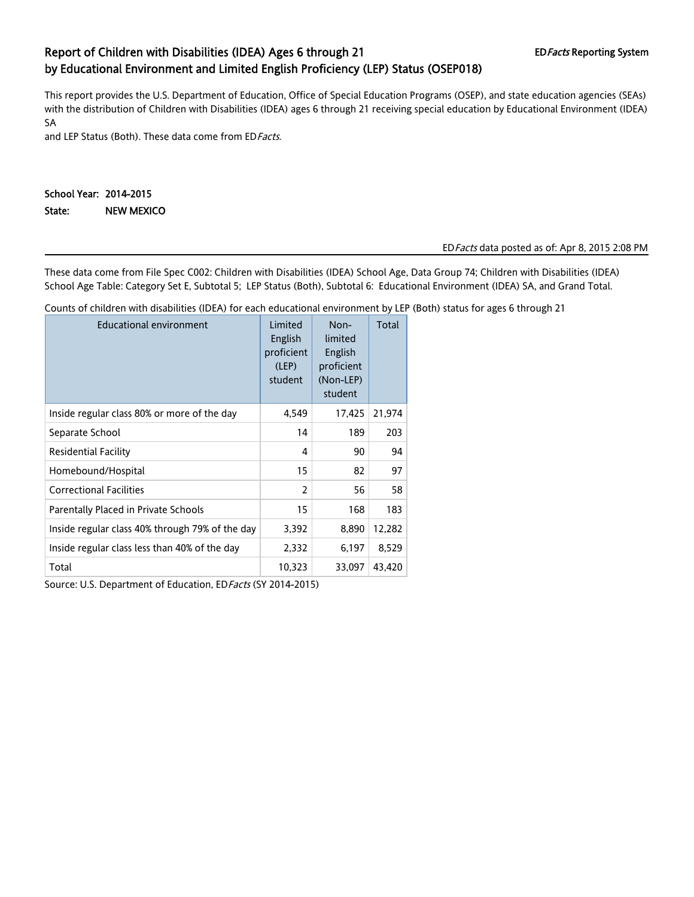# Report of Children with Disabilities (IDEA) Ages 6 through 21 by Educational Environment and Limited English Proficiency (LEP) Status (OSEP018)

ED*Facts* Reporting System

This report provides the U.S. Department of Education, Office of Special Education Programs (OSEP), and state education agencies (SEAs) with the distribution of Children with Disabilities (IDEA) ages 6 through 21 receiving special education by Educational Environment (IDEA) SA
and LEP Status (Both). These data come from ED*Facts*.

**School Year:** **2014-2015**
**State:** **NEW MEXICO**

ED*Facts* data posted as of: Apr 8, 2015 2:08 PM

These data come from File Spec C002: Children with Disabilities (IDEA) School Age, Data Group 74; Children with Disabilities (IDEA) School Age Table: Category Set E, Subtotal 5; LEP Status (Both), Subtotal 6: Educational Environment (IDEA) SA, and Grand Total.

Counts of children with disabilities (IDEA) for each educational environment by LEP (Both) status for ages 6 through 21

| Educational environment | Limited English proficient (LEP) student | Non-limited English proficient (Non-LEP) student | Total |
|---|---|---|---|
| Inside regular class 80% or more of the day | 4,549 | 17,425 | 21,974 |
| Separate School | 14 | 189 | 203 |
| Residential Facility | 4 | 90 | 94 |
| Homebound/Hospital | 15 | 82 | 97 |
| Correctional Facilities | 2 | 56 | 58 |
| Parentally Placed in Private Schools | 15 | 168 | 183 |
| Inside regular class 40% through 79% of the day | 3,392 | 8,890 | 12,282 |
| Inside regular class less than 40% of the day | 2,332 | 6,197 | 8,529 |
| Total | 10,323 | 33,097 | 43,420 |

Source: U.S. Department of Education, ED*Facts* (SY 2014-2015)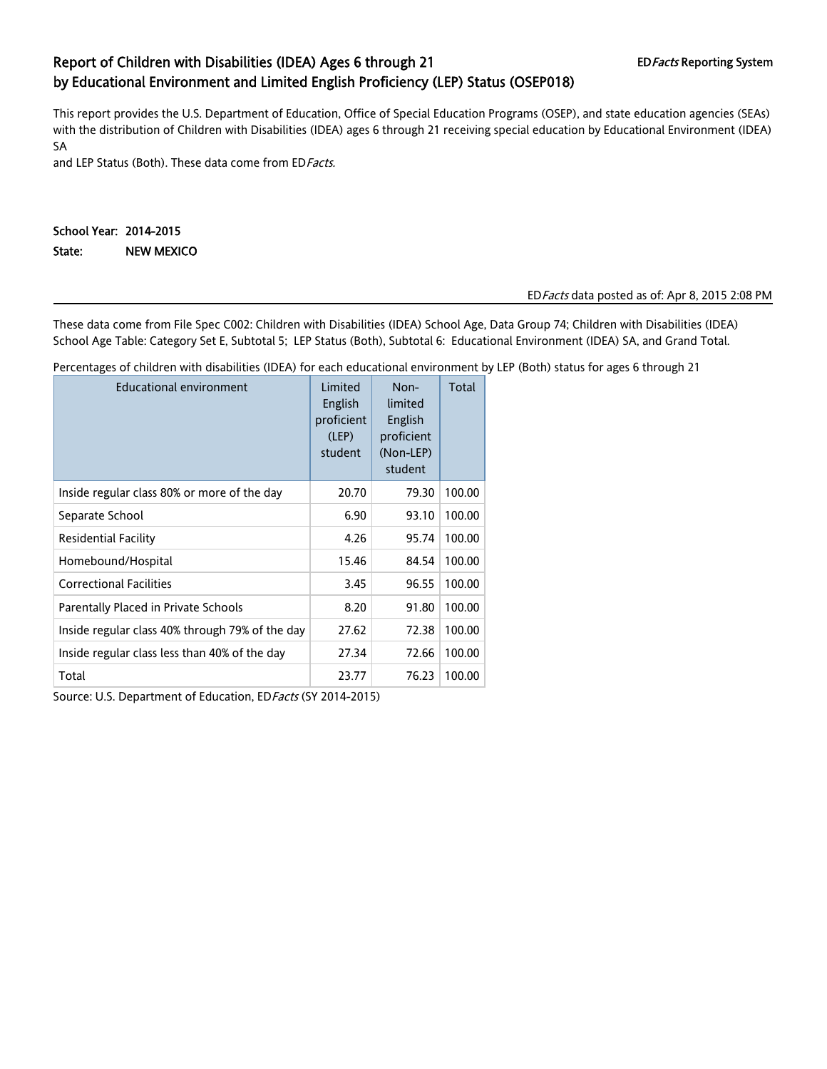# Report of Children with Disabilities (IDEA) Ages 6 through 21 by Educational Environment and Limited English Proficiency (LEP) Status (OSEP018)

ED*Facts* Reporting System

This report provides the U.S. Department of Education, Office of Special Education Programs (OSEP), and state education agencies (SEAs) with the distribution of Children with Disabilities (IDEA) ages 6 through 21 receiving special education by Educational Environment (IDEA) SA
and LEP Status (Both). These data come from ED*Facts*.

**School Year:** 2014-2015
**State:** NEW MEXICO

ED*Facts* data posted as of: Apr 8, 2015 2:08 PM

These data come from File Spec C002: Children with Disabilities (IDEA) School Age, Data Group 74; Children with Disabilities (IDEA) School Age Table: Category Set E, Subtotal 5; LEP Status (Both), Subtotal 6: Educational Environment (IDEA) SA, and Grand Total.

Percentages of children with disabilities (IDEA) for each educational environment by LEP (Both) status for ages 6 through 21

| Educational environment | Limited English proficient (LEP) student | Non-limited English proficient (Non-LEP) student | Total |
|---|---|---|---|
| Inside regular class 80% or more of the day | 20.70 | 79.30 | 100.00 |
| Separate School | 6.90 | 93.10 | 100.00 |
| Residential Facility | 4.26 | 95.74 | 100.00 |
| Homebound/Hospital | 15.46 | 84.54 | 100.00 |
| Correctional Facilities | 3.45 | 96.55 | 100.00 |
| Parentally Placed in Private Schools | 8.20 | 91.80 | 100.00 |
| Inside regular class 40% through 79% of the day | 27.62 | 72.38 | 100.00 |
| Inside regular class less than 40% of the day | 27.34 | 72.66 | 100.00 |
| Total | 23.77 | 76.23 | 100.00 |

Source: U.S. Department of Education, ED*Facts* (SY 2014-2015)